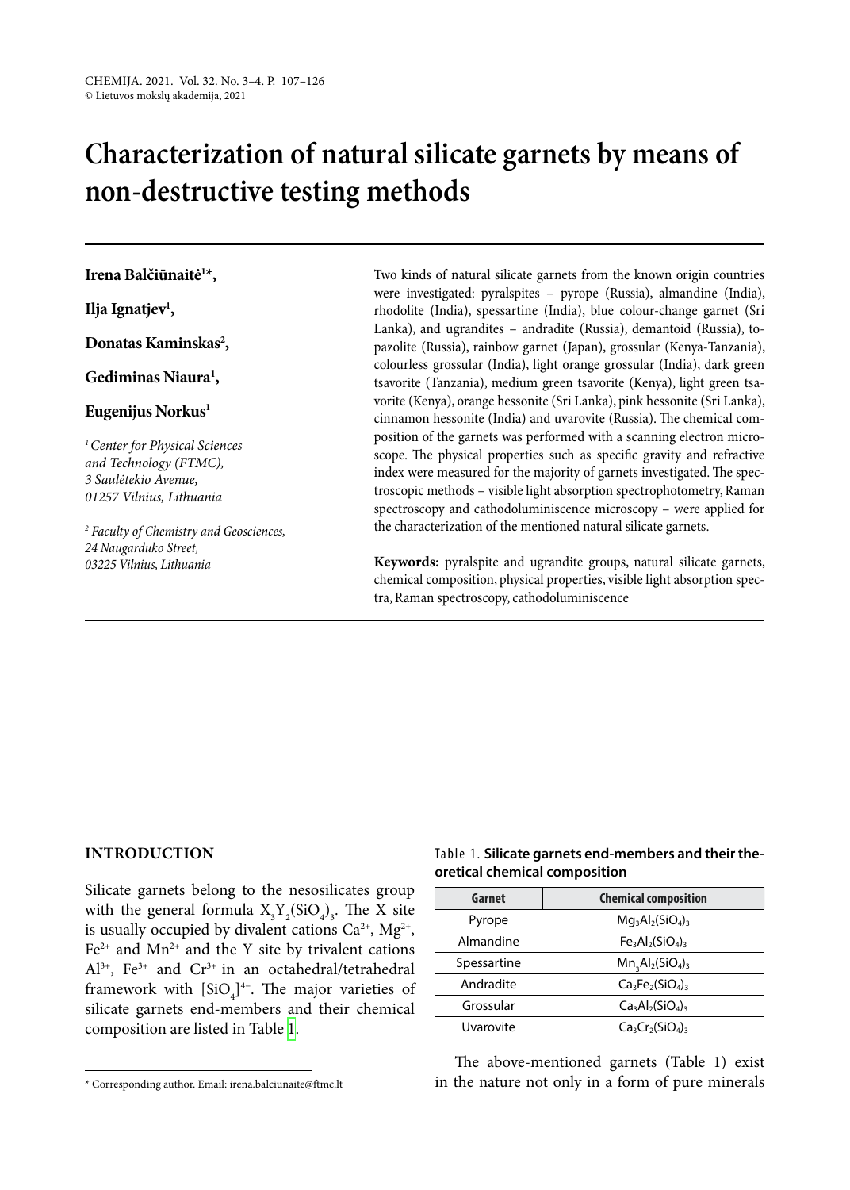# Characterization of natural silicate garnets by means of non-destructive testing methods

**Irena Balčiūnaitė[1]\*,**

**Ilja Ignatjev[1],**

**Donatas Kaminskas[2],**

**Gediminas Niaura[1],**

**Eugenijus Norkus[1]**

*[1] Center for Physical Sciences and Technology (FTMC), 3 Saulėtekio Avenue, 01257 Vilnius, Lithuania*

*[2] Faculty of Chemistry and Geosciences, 24 Naugarduko Street, 03225 Vilnius, Lithuania*

Two kinds of natural silicate garnets from the known origin countries were investigated: pyralspites – pyrope (Russia), almandine (India), rhodolite (India), spessartine (India), blue colour-change garnet (Sri Lanka), and ugrandites – andradite (Russia), demantoid (Russia), topazolite (Russia), rainbow garnet (Japan), grossular (Kenya-Tanzania), colourless grossular (India), light orange grossular (India), dark green tsavorite (Tanzania), medium green tsavorite (Kenya), light green tsavorite (Kenya), orange hessonite (Sri Lanka), pink hessonite (Sri Lanka), cinnamon hessonite (India) and uvarovite (Russia). The chemical composition of the garnets was performed with a scanning electron microscope. The physical properties such as specific gravity and refractive index were measured for the majority of garnets investigated. The spectroscopic methods – visible light absorption spectrophotometry, Raman spectroscopy and cathodoluminiscence microscopy – were applied for the characterization of the mentioned natural silicate garnets.

**Keywords:** pyralspite and ugrandite groups, natural silicate garnets, chemical composition, physical properties, visible light absorption spectra, Raman spectroscopy, cathodoluminiscence

## INTRODUCTION

Silicate garnets belong to the nesosilicates group with the general formula $X_3Y_2(SiO_4)_3$. The X site is usually occupied by divalent cations $Ca^{2+}$, $Mg^{2+}$, $Fe^{2+}$ and $Mn^{2+}$ and the Y site by trivalent cations $Al^{3+}$, $Fe^{3+}$ and $Cr^{3+}$ in an octahedral/tetrahedral framework with $[SiO_4]^{4-}$. The major varieties of silicate garnets end-members and their chemical composition are listed in Table 1.

Table 1. **Silicate garnets end-members and their theoretical chemical composition**

| Garnet | Chemical composition |
|---|---|
| Pyrope | $Mg_3Al_2(SiO_4)_3$ |
| Almandine | $Fe_3Al_2(SiO_4)_3$ |
| Spessartine | $Mn_3Al_2(SiO_4)_3$ |
| Andradite | $Ca_3Fe_2(SiO_4)_3$ |
| Grossular | $Ca_3Al_2(SiO_4)_3$ |
| Uvarovite | $Ca_3Cr_2(SiO_4)_3$ |

The above-mentioned garnets (Table 1) exist in the nature not only in a form of pure minerals

\* Corresponding author. Email: irena.balciunaite@ftmc.lt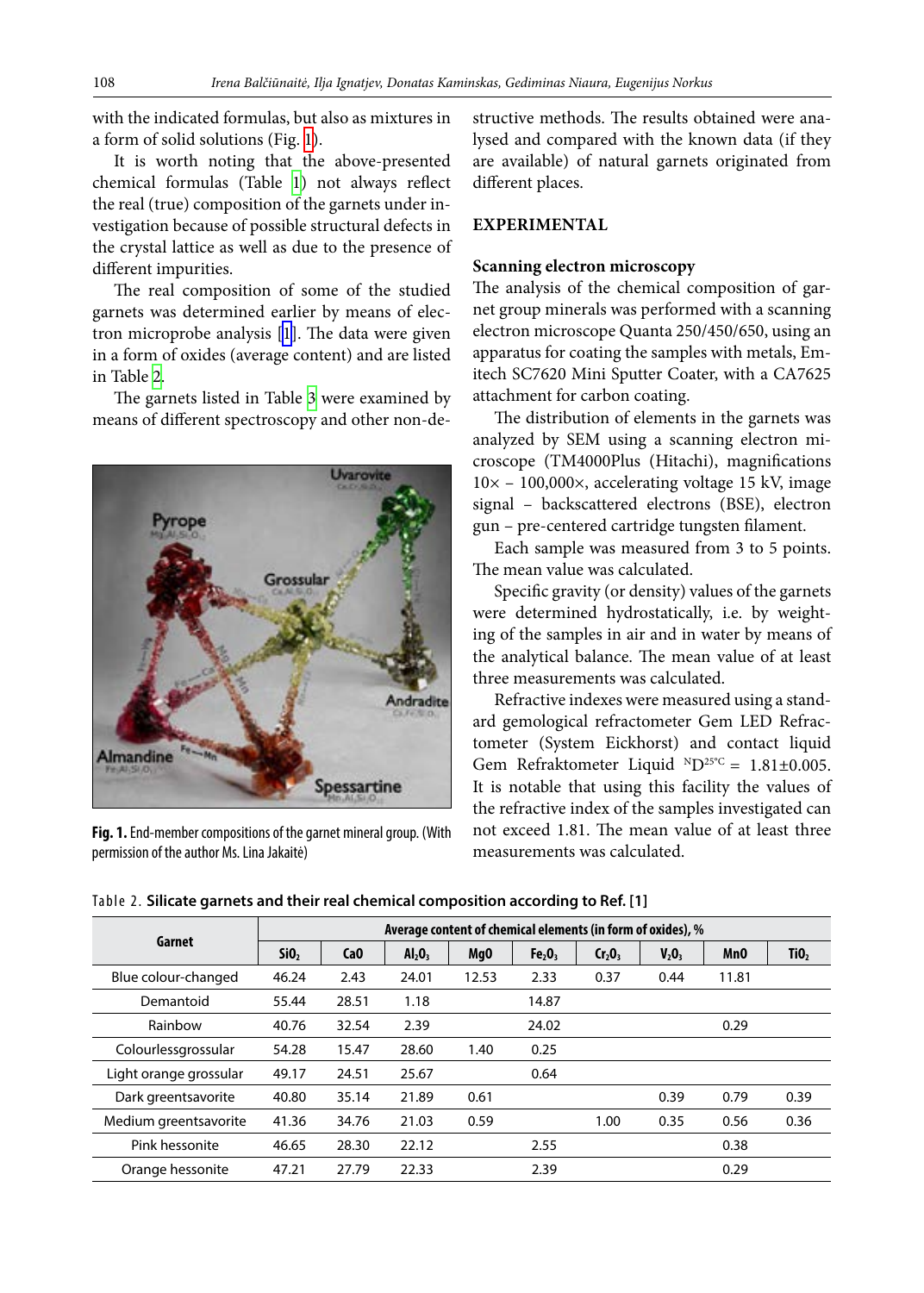with the indicated formulas, but also as mixtures in a form of solid solutions (Fig. 1).

It is worth noting that the above-presented chemical formulas (Table 1) not always reflect the real (true) composition of the garnets under investigation because of possible structural defects in the crystal lattice as well as due to the presence of different impurities.

The real composition of some of the studied garnets was determined earlier by means of electron microprobe analysis [1]. The data were given in a form of oxides (average content) and are listed in Table 2.

The garnets listed in Table 3 were examined by means of different spectroscopy and other non-destructive methods. The results obtained were analysed and compared with the known data (if they are available) of natural garnets originated from different places.

**Fig. 1.** End-member compositions of the garnet mineral group. (With permission of the author Ms. Lina Jakaitė)

## EXPERIMENTAL

### Scanning electron microscopy

The analysis of the chemical composition of garnet group minerals was performed with a scanning electron microscope Quanta 250/450/650, using an apparatus for coating the samples with metals, Emitech SC7620 Mini Sputter Coater, with a CA7625 attachment for carbon coating.

The distribution of elements in the garnets was analyzed by SEM using a scanning electron microscope (TM4000Plus (Hitachi), magnifications 10× – 100,000×, accelerating voltage 15 kV, image signal – backscattered electrons (BSE), electron gun – pre-centered cartridge tungsten filament.

Each sample was measured from 3 to 5 points. The mean value was calculated.

Specific gravity (or density) values of the garnets were determined hydrostatically, i.e. by weighting of the samples in air and in water by means of the analytical balance. The mean value of at least three measurements was calculated.

Refractive indexes were measured using a standard gemological refractometer Gem LED Refractometer (System Eickhorst) and contact liquid Gem Refraktometer Liquid $^{N}D^{25°C}$ = 1.81±0.005. It is notable that using this facility the values of the refractive index of the samples investigated can not exceed 1.81. The mean value of at least three measurements was calculated.

Table 2. **Silicate garnets and their real chemical composition according to Ref. [1]**

| Garnet | Average content of chemical elements (in form of oxides), % | | | | | | | | |
|---|---|---|---|---|---|---|---|---|---|
| | $SiO_2$ | CaO | $Al_2O_3$ | MgO | $Fe_2O_3$ | $Cr_2O_3$ | $V_2O_3$ | MnO | $TiO_2$ |
| Blue colour-changed | 46.24 | 2.43 | 24.01 | 12.53 | 2.33 | 0.37 | 0.44 | 11.81 | |
| Demantoid | 55.44 | 28.51 | 1.18 | | 14.87 | | | | |
| Rainbow | 40.76 | 32.54 | 2.39 | | 24.02 | | | 0.29 | |
| Colourlessgrossular | 54.28 | 15.47 | 28.60 | 1.40 | 0.25 | | | | |
| Light orange grossular | 49.17 | 24.51 | 25.67 | | 0.64 | | | | |
| Dark greentsavorite | 40.80 | 35.14 | 21.89 | 0.61 | | | 0.39 | 0.79 | 0.39 |
| Medium greentsavorite | 41.36 | 34.76 | 21.03 | 0.59 | | 1.00 | 0.35 | 0.56 | 0.36 |
| Pink hessonite | 46.65 | 28.30 | 22.12 | | 2.55 | | | 0.38 | |
| Orange hessonite | 47.21 | 27.79 | 22.33 | | 2.39 | | | 0.29 | |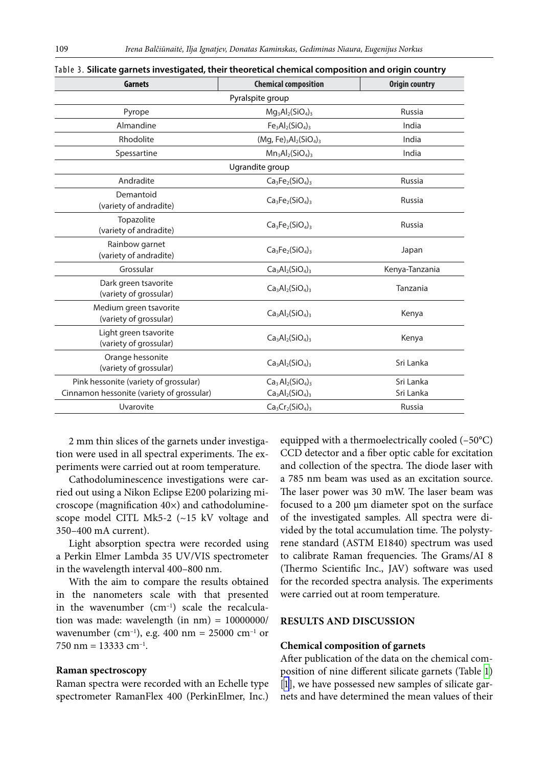Table 3. **Silicate garnets investigated, their theoretical chemical composition and origin country**

| Garnets | Chemical composition | Origin country |
|---|---|---|
| Pyralspite group | | |
| Pyrope | $Mg_3Al_2(SiO_4)_3$ | Russia |
| Almandine | $Fe_3Al_2(SiO_4)_3$ | India |
| Rhodolite | $(Mg, Fe)_3Al_2(SiO_4)_3$ | India |
| Spessartine | $Mn_3Al_2(SiO_4)_3$ | India |
| Ugrandite group | | |
| Andradite | $Ca_3Fe_2(SiO_4)_3$ | Russia |
| Demantoid (variety of andradite) | $Ca_3Fe_2(SiO_4)_3$ | Russia |
| Topazolite (variety of andradite) | $Ca_3Fe_2(SiO_4)_3$ | Russia |
| Rainbow garnet (variety of andradite) | $Ca_3Fe_2(SiO_4)_3$ | Japan |
| Grossular | $Ca_3Al_2(SiO_4)_3$ | Kenya-Tanzania |
| Dark green tsavorite (variety of grossular) | $Ca_3Al_2(SiO_4)_3$ | Tanzania |
| Medium green tsavorite (variety of grossular) | $Ca_3Al_2(SiO_4)_3$ | Kenya |
| Light green tsavorite (variety of grossular) | $Ca_3Al_2(SiO_4)_3$ | Kenya |
| Orange hessonite (variety of grossular) | $Ca_3Al_2(SiO_4)_3$ | Sri Lanka |
| Pink hessonite (variety of grossular) | $Ca_3Al_2(SiO_4)_3$ | Sri Lanka |
| Cinnamon hessonite (variety of grossular) | $Ca_3Al_2(SiO_4)_3$ | Sri Lanka |
| Uvarovite | $Ca_3Cr_2(SiO_4)_3$ | Russia |

2 mm thin slices of the garnets under investigation were used in all spectral experiments. The experiments were carried out at room temperature.

Cathodoluminescence investigations were carried out using a Nikon Eclipse E200 polarizing microscope (magnification 40×) and cathodoluminescope model CITL Mk5-2 (~15 kV voltage and 350–400 mA current).

Light absorption spectra were recorded using a Perkin Elmer Lambda 35 UV/VIS spectrometer in the wavelength interval 400–800 nm.

With the aim to compare the results obtained in the nanometers scale with that presented in the wavenumber ($cm^{-1}$) scale the recalculation was made: wavelength (in nm) = 10000000/wavenumber ($cm^{-1}$), e.g. 400 nm = 25000 $cm^{-1}$ or 750 nm = 13333 $cm^{-1}$.

### Raman spectroscopy

Raman spectra were recorded with an Echelle type spectrometer RamanFlex 400 (PerkinElmer, Inc.) equipped with a thermoelectrically cooled (–50°C) CCD detector and a fiber optic cable for excitation and collection of the spectra. The diode laser with a 785 nm beam was used as an excitation source. The laser power was 30 mW. The laser beam was focused to a 200 μm diameter spot on the surface of the investigated samples. All spectra were divided by the total accumulation time. The polystyrene standard (ASTM E1840) spectrum was used to calibrate Raman frequencies. The Grams/AI 8 (Thermo Scientific Inc., JAV) software was used for the recorded spectra analysis. The experiments were carried out at room temperature.

## RESULTS AND DISCUSSION

### Chemical composition of garnets

After publication of the data on the chemical composition of nine different silicate garnets (Table 1) [1], we have possessed new samples of silicate garnets and have determined the mean values of their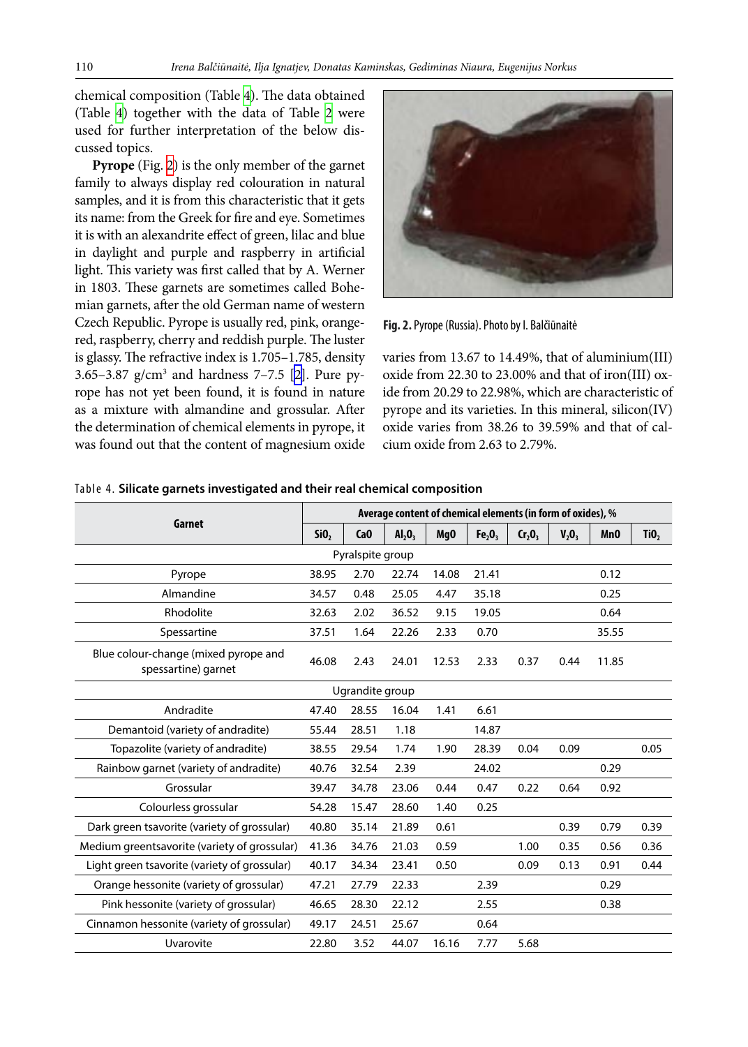chemical composition (Table 4). The data obtained (Table 4) together with the data of Table 2 were used for further interpretation of the below discussed topics.

**Pyrope** (Fig. 2) is the only member of the garnet family to always display red colouration in natural samples, and it is from this characteristic that it gets its name: from the Greek for fire and eye. Sometimes it is with an alexandrite effect of green, lilac and blue in daylight and purple and raspberry in artificial light. This variety was first called that by A. Werner in 1803. These garnets are sometimes called Bohemian garnets, after the old German name of western Czech Republic. Pyrope is usually red, pink, orange-red, raspberry, cherry and reddish purple. The luster is glassy. The refractive index is 1.705–1.785, density 3.65–3.87 g/cm$^3$ and hardness 7–7.5 [2]. Pure pyrope has not yet been found, it is found in nature as a mixture with almandine and grossular. After the determination of chemical elements in pyrope, it was found out that the content of magnesium oxide varies from 13.67 to 14.49%, that of aluminium(III) oxide from 22.30 to 23.00% and that of iron(III) oxide from 20.29 to 22.98%, which are characteristic of pyrope and its varieties. In this mineral, silicon(IV) oxide varies from 38.26 to 39.59% and that of calcium oxide from 2.63 to 2.79%.

**Fig. 2.** Pyrope (Russia). Photo by I. Balčiūnaitė

Table 4. **Silicate garnets investigated and their real chemical composition**

| Garnet | Average content of chemical elements (in form of oxides), % | | | | | | | | |
|---|---|---|---|---|---|---|---|---|---|
| | $SiO_2$ | CaO | $Al_2O_3$ | MgO | $Fe_2O_3$ | $Cr_2O_3$ | $V_2O_3$ | MnO | $TiO_2$ |
| Pyralspite group | | | | | | | | | |
| Pyrope | 38.95 | 2.70 | 22.74 | 14.08 | 21.41 | | | 0.12 | |
| Almandine | 34.57 | 0.48 | 25.05 | 4.47 | 35.18 | | | 0.25 | |
| Rhodolite | 32.63 | 2.02 | 36.52 | 9.15 | 19.05 | | | 0.64 | |
| Spessartine | 37.51 | 1.64 | 22.26 | 2.33 | 0.70 | | | 35.55 | |
| Blue colour-change (mixed pyrope and spessartine) garnet | 46.08 | 2.43 | 24.01 | 12.53 | 2.33 | 0.37 | 0.44 | 11.85 | |
| Ugrandite group | | | | | | | | | |
| Andradite | 47.40 | 28.55 | 16.04 | 1.41 | 6.61 | | | | |
| Demantoid (variety of andradite) | 55.44 | 28.51 | 1.18 | | 14.87 | | | | |
| Topazolite (variety of andradite) | 38.55 | 29.54 | 1.74 | 1.90 | 28.39 | 0.04 | 0.09 | | 0.05 |
| Rainbow garnet (variety of andradite) | 40.76 | 32.54 | 2.39 | | 24.02 | | | 0.29 | |
| Grossular | 39.47 | 34.78 | 23.06 | 0.44 | 0.47 | 0.22 | 0.64 | 0.92 | |
| Colourless grossular | 54.28 | 15.47 | 28.60 | 1.40 | 0.25 | | | | |
| Dark green tsavorite (variety of grossular) | 40.80 | 35.14 | 21.89 | 0.61 | | | 0.39 | 0.79 | 0.39 |
| Medium greentsavorite (variety of grossular) | 41.36 | 34.76 | 21.03 | 0.59 | | 1.00 | 0.35 | 0.56 | 0.36 |
| Light green tsavorite (variety of grossular) | 40.17 | 34.34 | 23.41 | 0.50 | | 0.09 | 0.13 | 0.91 | 0.44 |
| Orange hessonite (variety of grossular) | 47.21 | 27.79 | 22.33 | | 2.39 | | | 0.29 | |
| Pink hessonite (variety of grossular) | 46.65 | 28.30 | 22.12 | | 2.55 | | | 0.38 | |
| Cinnamon hessonite (variety of grossular) | 49.17 | 24.51 | 25.67 | | 0.64 | | | | |
| Uvarovite | 22.80 | 3.52 | 44.07 | 16.16 | 7.77 | 5.68 | | | |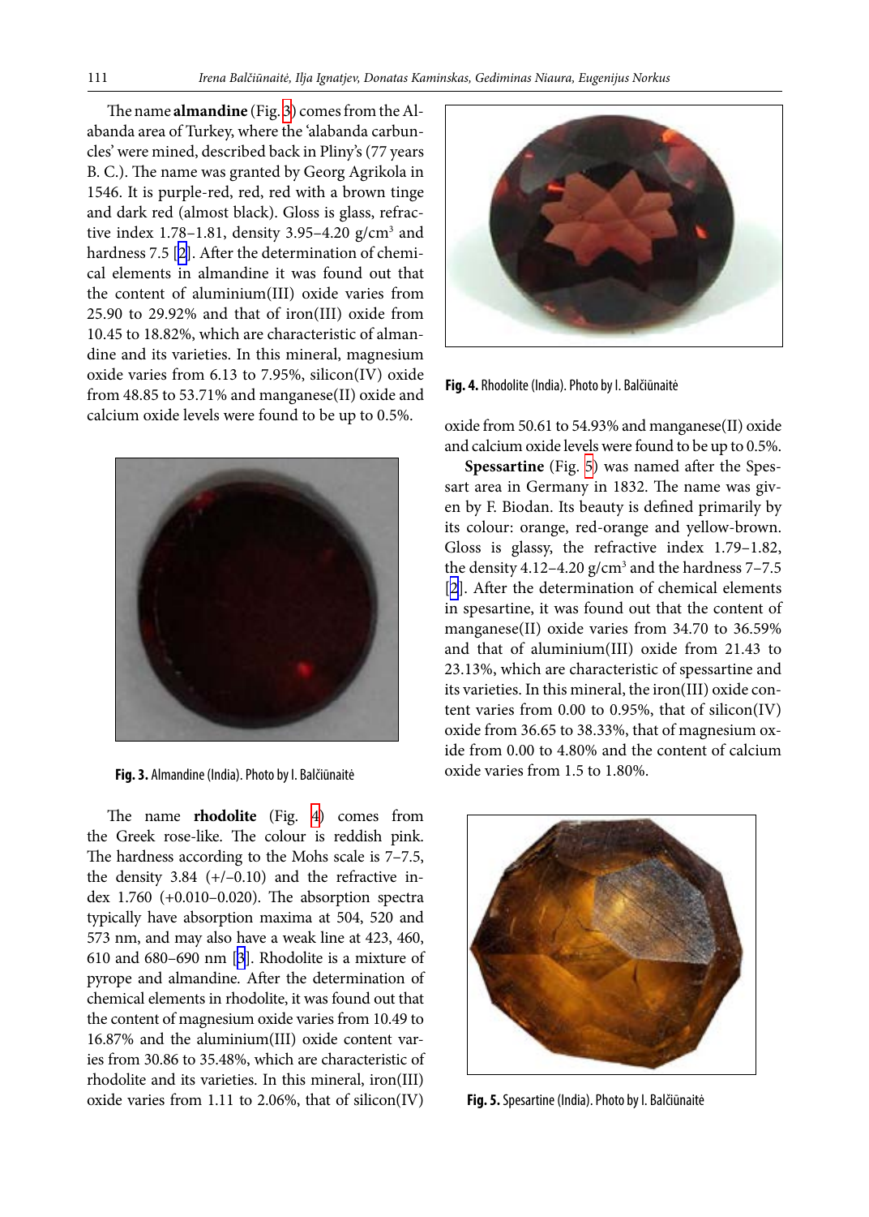The name **almandine** (Fig. 3) comes from the Alabanda area of Turkey, where the 'alabanda carbuncles' were mined, described back in Pliny's (77 years B. C.). The name was granted by Georg Agrikola in 1546. It is purple-red, red, red with a brown tinge and dark red (almost black). Gloss is glass, refractive index 1.78–1.81, density 3.95–4.20 g/cm$^3$ and hardness 7.5 [2]. After the determination of chemical elements in almandine it was found out that the content of aluminium(III) oxide varies from 25.90 to 29.92% and that of iron(III) oxide from 10.45 to 18.82%, which are characteristic of almandine and its varieties. In this mineral, magnesium oxide varies from 6.13 to 7.95%, silicon(IV) oxide from 48.85 to 53.71% and manganese(II) oxide and calcium oxide levels were found to be up to 0.5%.

**Fig. 3.** Almandine (India). Photo by I. Balčiūnaitė

The name **rhodolite** (Fig. 4) comes from the Greek rose-like. The colour is reddish pink. The hardness according to the Mohs scale is 7–7.5, the density 3.84 (+/–0.10) and the refractive index 1.760 (+0.010–0.020). The absorption spectra typically have absorption maxima at 504, 520 and 573 nm, and may also have a weak line at 423, 460, 610 and 680–690 nm [3]. Rhodolite is a mixture of pyrope and almandine. After the determination of chemical elements in rhodolite, it was found out that the content of magnesium oxide varies from 10.49 to 16.87% and the aluminium(III) oxide content varies from 30.86 to 35.48%, which are characteristic of rhodolite and its varieties. In this mineral, iron(III) oxide varies from 1.11 to 2.06%, that of silicon(IV) oxide from 50.61 to 54.93% and manganese(II) oxide and calcium oxide levels were found to be up to 0.5%.

**Fig. 4.** Rhodolite (India). Photo by I. Balčiūnaitė

**Spessartine** (Fig. 5) was named after the Spessart area in Germany in 1832. The name was given by F. Biodan. Its beauty is defined primarily by its colour: orange, red-orange and yellow-brown. Gloss is glassy, the refractive index 1.79–1.82, the density 4.12–4.20 g/cm$^3$ and the hardness 7–7.5 [2]. After the determination of chemical elements in spesartine, it was found out that the content of manganese(II) oxide varies from 34.70 to 36.59% and that of aluminium(III) oxide from 21.43 to 23.13%, which are characteristic of spessartine and its varieties. In this mineral, the iron(III) oxide content varies from 0.00 to 0.95%, that of silicon(IV) oxide from 36.65 to 38.33%, that of magnesium oxide from 0.00 to 4.80% and the content of calcium oxide varies from 1.5 to 1.80%.

**Fig. 5.** Spesartine (India). Photo by I. Balčiūnaitė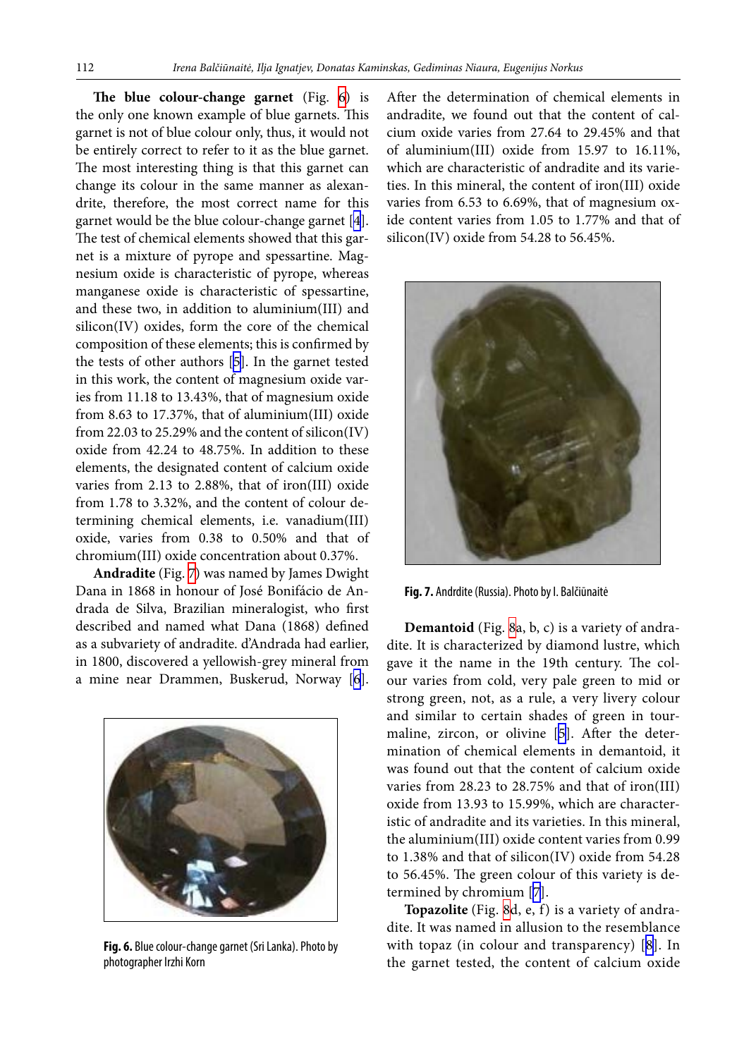**The blue colour-change garnet** (Fig. 6) is the only one known example of blue garnets. This garnet is not of blue colour only, thus, it would not be entirely correct to refer to it as the blue garnet. The most interesting thing is that this garnet can change its colour in the same manner as alexandrite, therefore, the most correct name for this garnet would be the blue colour-change garnet [4]. The test of chemical elements showed that this garnet is a mixture of pyrope and spessartine. Magnesium oxide is characteristic of pyrope, whereas manganese oxide is characteristic of spessartine, and these two, in addition to aluminium(III) and silicon(IV) oxides, form the core of the chemical composition of these elements; this is confirmed by the tests of other authors [5]. In the garnet tested in this work, the content of magnesium oxide varies from 11.18 to 13.43%, that of magnesium oxide from 8.63 to 17.37%, that of aluminium(III) oxide from 22.03 to 25.29% and the content of silicon(IV) oxide from 42.24 to 48.75%. In addition to these elements, the designated content of calcium oxide varies from 2.13 to 2.88%, that of iron(III) oxide from 1.78 to 3.32%, and the content of colour determining chemical elements, i.e. vanadium(III) oxide, varies from 0.38 to 0.50% and that of chromium(III) oxide concentration about 0.37%.

**Andradite** (Fig. 7) was named by James Dwight Dana in 1868 in honour of José Bonifácio de Andrada de Silva, Brazilian mineralogist, who first described and named what Dana (1868) defined as a subvariety of andradite. d'Andrada had earlier, in 1800, discovered a yellowish-grey mineral from a mine near Drammen, Buskerud, Norway [6].

**Fig. 6.** Blue colour-change garnet (Sri Lanka). Photo by photographer Irzhi Korn

After the determination of chemical elements in andradite, we found out that the content of calcium oxide varies from 27.64 to 29.45% and that of aluminium(III) oxide from 15.97 to 16.11%, which are characteristic of andradite and its varieties. In this mineral, the content of iron(III) oxide varies from 6.53 to 6.69%, that of magnesium oxide content varies from 1.05 to 1.77% and that of silicon(IV) oxide from 54.28 to 56.45%.

**Fig. 7.** Andrdite (Russia). Photo by I. Balčiūnaitė

**Demantoid** (Fig. 8a, b, c) is a variety of andradite. It is characterized by diamond lustre, which gave it the name in the 19th century. The colour varies from cold, very pale green to mid or strong green, not, as a rule, a very livery colour and similar to certain shades of green in tourmaline, zircon, or olivine [5]. After the determination of chemical elements in demantoid, it was found out that the content of calcium oxide varies from 28.23 to 28.75% and that of iron(III) oxide from 13.93 to 15.99%, which are characteristic of andradite and its varieties. In this mineral, the aluminium(III) oxide content varies from 0.99 to 1.38% and that of silicon(IV) oxide from 54.28 to 56.45%. The green colour of this variety is determined by chromium [7].

**Topazolite** (Fig. 8d, e, f) is a variety of andradite. It was named in allusion to the resemblance with topaz (in colour and transparency) [8]. In the garnet tested, the content of calcium oxide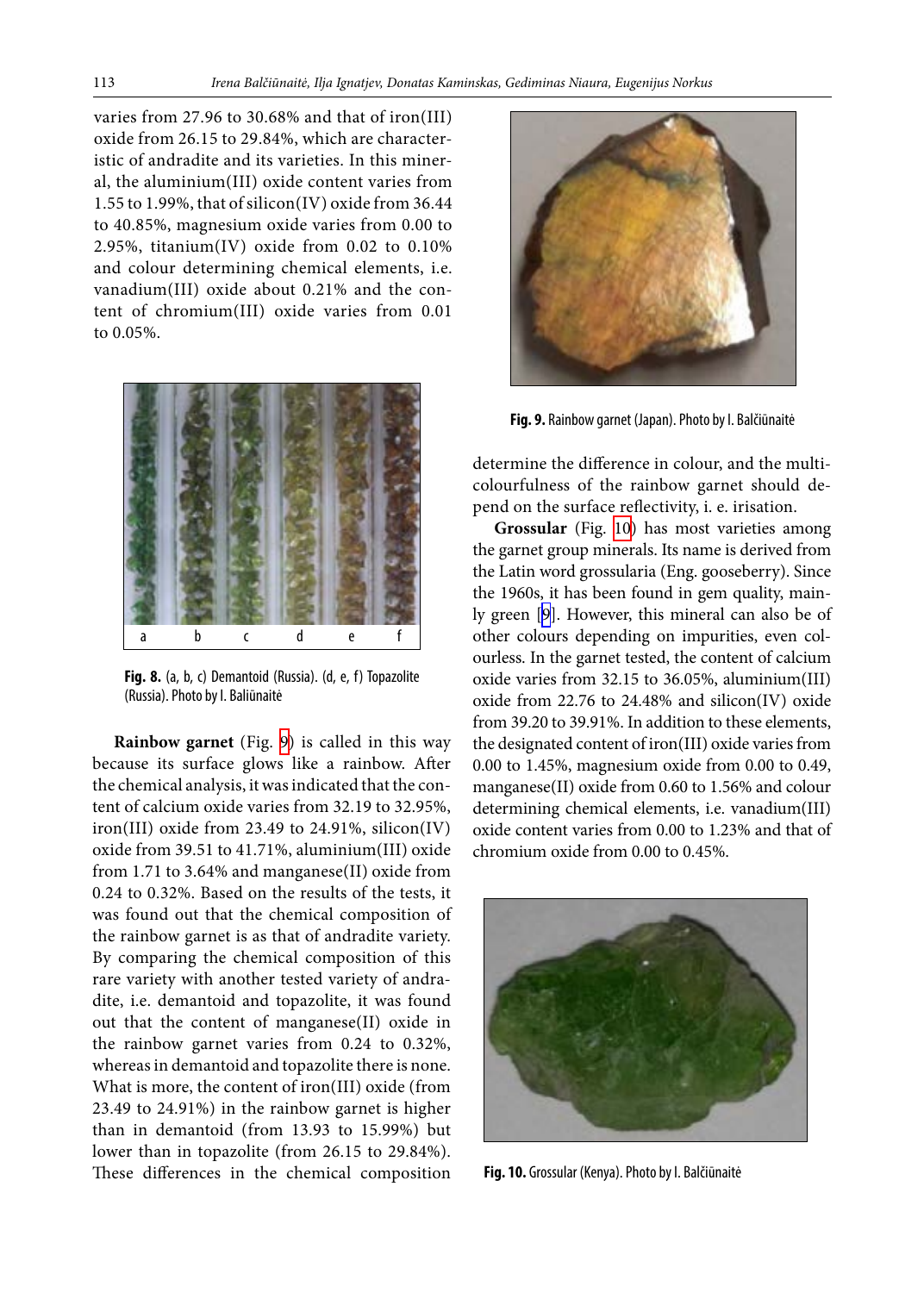varies from 27.96 to 30.68% and that of iron(III) oxide from 26.15 to 29.84%, which are characteristic of andradite and its varieties. In this mineral, the aluminium(III) oxide content varies from 1.55 to 1.99%, that of silicon(IV) oxide from 36.44 to 40.85%, magnesium oxide varies from 0.00 to 2.95%, titanium(IV) oxide from 0.02 to 0.10% and colour determining chemical elements, i.e. vanadium(III) oxide about 0.21% and the content of chromium(III) oxide varies from 0.01 to 0.05%.

**Fig. 8.** (a, b, c) Demantoid (Russia). (d, e, f) Topazolite (Russia). Photo by I. Baliūnaitė

**Rainbow garnet** (Fig. 9) is called in this way because its surface glows like a rainbow. After the chemical analysis, it was indicated that the content of calcium oxide varies from 32.19 to 32.95%, iron(III) oxide from 23.49 to 24.91%, silicon(IV) oxide from 39.51 to 41.71%, aluminium(III) oxide from 1.71 to 3.64% and manganese(II) oxide from 0.24 to 0.32%. Based on the results of the tests, it was found out that the chemical composition of the rainbow garnet is as that of andradite variety. By comparing the chemical composition of this rare variety with another tested variety of andradite, i.e. demantoid and topazolite, it was found out that the content of manganese(II) oxide in the rainbow garnet varies from 0.24 to 0.32%, whereas in demantoid and topazolite there is none. What is more, the content of iron(III) oxide (from 23.49 to 24.91%) in the rainbow garnet is higher than in demantoid (from 13.93 to 15.99%) but lower than in topazolite (from 26.15 to 29.84%). These differences in the chemical composition determine the difference in colour, and the multicolourfulness of the rainbow garnet should depend on the surface reflectivity, i. e. irisation.

**Fig. 9.** Rainbow garnet (Japan). Photo by I. Balčiūnaitė

**Grossular** (Fig. 10) has most varieties among the garnet group minerals. Its name is derived from the Latin word grossularia (Eng. gooseberry). Since the 1960s, it has been found in gem quality, mainly green [9]. However, this mineral can also be of other colours depending on impurities, even colourless. In the garnet tested, the content of calcium oxide varies from 32.15 to 36.05%, aluminium(III) oxide from 22.76 to 24.48% and silicon(IV) oxide from 39.20 to 39.91%. In addition to these elements, the designated content of iron(III) oxide varies from 0.00 to 1.45%, magnesium oxide from 0.00 to 0.49, manganese(II) oxide from 0.60 to 1.56% and colour determining chemical elements, i.e. vanadium(III) oxide content varies from 0.00 to 1.23% and that of chromium oxide from 0.00 to 0.45%.

**Fig. 10.** Grossular (Kenya). Photo by I. Balčiūnaitė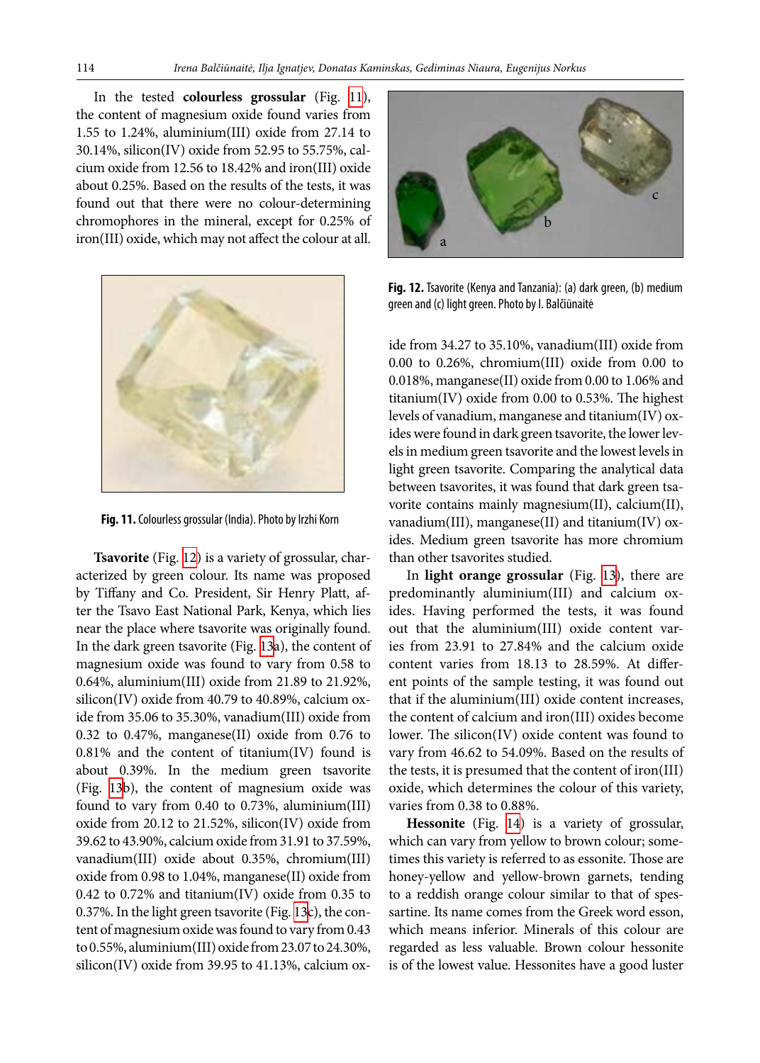In the tested **colourless grossular** (Fig. 11), the content of magnesium oxide found varies from 1.55 to 1.24%, aluminium(III) oxide from 27.14 to 30.14%, silicon(IV) oxide from 52.95 to 55.75%, calcium oxide from 12.56 to 18.42% and iron(III) oxide about 0.25%. Based on the results of the tests, it was found out that there were no colour-determining chromophores in the mineral, except for 0.25% of iron(III) oxide, which may not affect the colour at all.

**Fig. 11.** Colourless grossular (India). Photo by Irzhi Korn

**Tsavorite** (Fig. 12) is a variety of grossular, characterized by green colour. Its name was proposed by Tiffany and Co. President, Sir Henry Platt, after the Tsavo East National Park, Kenya, which lies near the place where tsavorite was originally found. In the dark green tsavorite (Fig. 13a), the content of magnesium oxide was found to vary from 0.58 to 0.64%, aluminium(III) oxide from 21.89 to 21.92%, silicon(IV) oxide from 40.79 to 40.89%, calcium oxide from 35.06 to 35.30%, vanadium(III) oxide from 0.32 to 0.47%, manganese(II) oxide from 0.76 to 0.81% and the content of titanium(IV) found is about 0.39%. In the medium green tsavorite (Fig. 13b), the content of magnesium oxide was found to vary from 0.40 to 0.73%, aluminium(III) oxide from 20.12 to 21.52%, silicon(IV) oxide from 39.62 to 43.90%, calcium oxide from 31.91 to 37.59%, vanadium(III) oxide about 0.35%, chromium(III) oxide from 0.98 to 1.04%, manganese(II) oxide from 0.42 to 0.72% and titanium(IV) oxide from 0.35 to 0.37%. In the light green tsavorite (Fig. 13c), the content of magnesium oxide was found to vary from 0.43 to 0.55%, aluminium(III) oxide from 23.07 to 24.30%, silicon(IV) oxide from 39.95 to 41.13%, calcium oxide from 34.27 to 35.10%, vanadium(III) oxide from 0.00 to 0.26%, chromium(III) oxide from 0.00 to 0.018%, manganese(II) oxide from 0.00 to 1.06% and titanium(IV) oxide from 0.00 to 0.53%. The highest levels of vanadium, manganese and titanium(IV) oxides were found in dark green tsavorite, the lower levels in medium green tsavorite and the lowest levels in light green tsavorite. Comparing the analytical data between tsavorites, it was found that dark green tsavorite contains mainly magnesium(II), calcium(II), vanadium(III), manganese(II) and titanium(IV) oxides. Medium green tsavorite has more chromium than other tsavorites studied.

**Fig. 12.** Tsavorite (Kenya and Tanzania): (a) dark green, (b) medium green and (c) light green. Photo by I. Balčiūnaitė

In **light orange grossular** (Fig. 13), there are predominantly aluminium(III) and calcium oxides. Having performed the tests, it was found out that the aluminium(III) oxide content varies from 23.91 to 27.84% and the calcium oxide content varies from 18.13 to 28.59%. At different points of the sample testing, it was found out that if the aluminium(III) oxide content increases, the content of calcium and iron(III) oxides become lower. The silicon(IV) oxide content was found to vary from 46.62 to 54.09%. Based on the results of the tests, it is presumed that the content of iron(III) oxide, which determines the colour of this variety, varies from 0.38 to 0.88%.

**Hessonite** (Fig. 14) is a variety of grossular, which can vary from yellow to brown colour; sometimes this variety is referred to as essonite. Those are honey-yellow and yellow-brown garnets, tending to a reddish orange colour similar to that of spessartine. Its name comes from the Greek word esson, which means inferior. Minerals of this colour are regarded as less valuable. Brown colour hessonite is of the lowest value. Hessonites have a good luster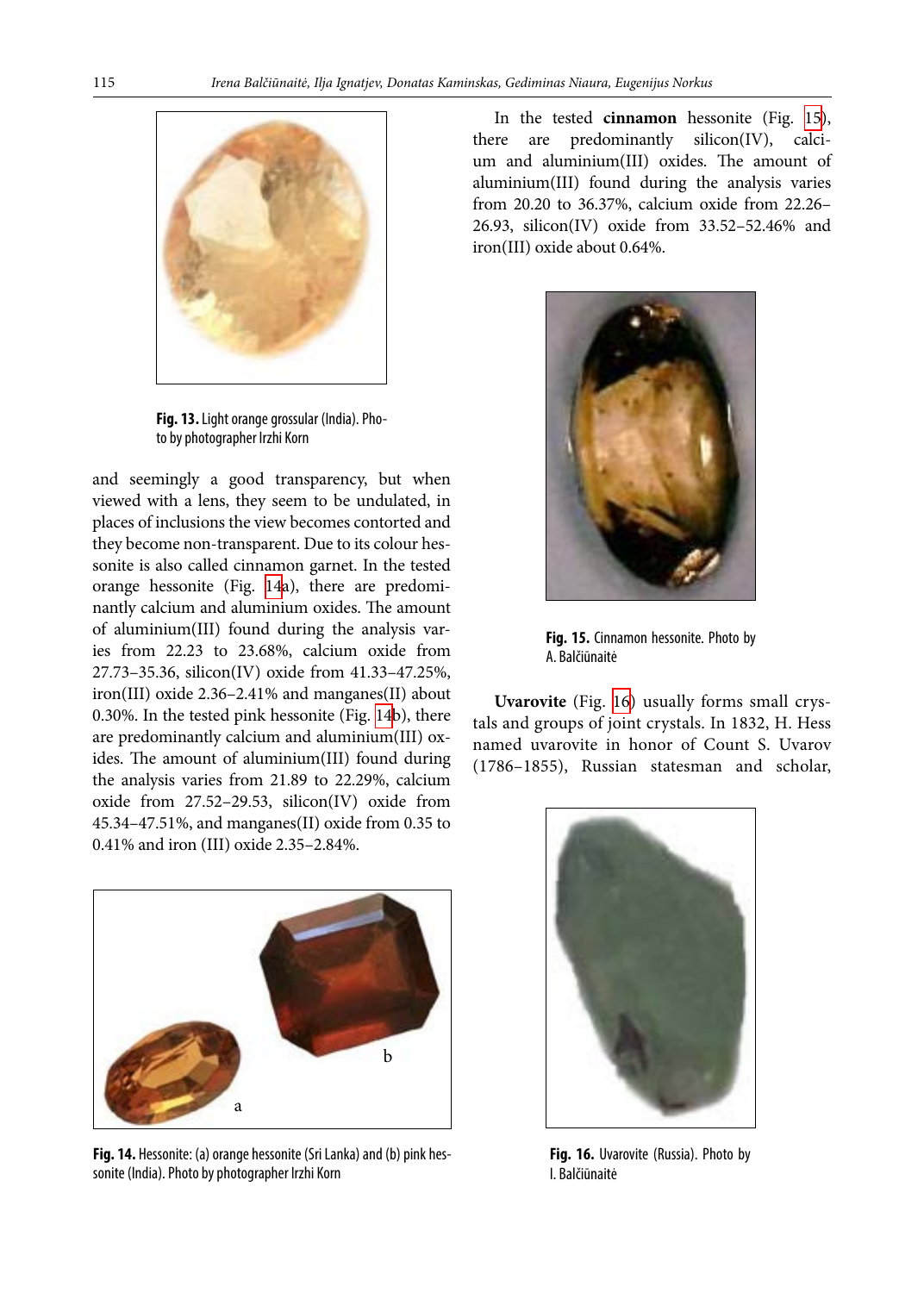Fig. 13. Light orange grossular (India). Photo by photographer Irzhi Korn

and seemingly a good transparency, but when viewed with a lens, they seem to be undulated, in places of inclusions the view becomes contorted and they become non-transparent. Due to its colour hessonite is also called cinnamon garnet. In the tested orange hessonite (Fig. 14a), there are predominantly calcium and aluminium oxides. The amount of aluminium(III) found during the analysis varies from 22.23 to 23.68%, calcium oxide from 27.73–35.36, silicon(IV) oxide from 41.33–47.25%, iron(III) oxide 2.36–2.41% and manganes(II) about 0.30%. In the tested pink hessonite (Fig. 14b), there are predominantly calcium and aluminium(III) oxides. The amount of aluminium(III) found during the analysis varies from 21.89 to 22.29%, calcium oxide from 27.52–29.53, silicon(IV) oxide from 45.34–47.51%, and manganes(II) oxide from 0.35 to 0.41% and iron (III) oxide 2.35–2.84%.

Fig. 14. Hessonite: (a) orange hessonite (Sri Lanka) and (b) pink hessonite (India). Photo by photographer Irzhi Korn

In the tested **cinnamon** hessonite (Fig. 15), there are predominantly silicon(IV), calcium and aluminium(III) oxides. The amount of aluminium(III) found during the analysis varies from 20.20 to 36.37%, calcium oxide from 22.26–26.93, silicon(IV) oxide from 33.52–52.46% and iron(III) oxide about 0.64%.

Fig. 15. Cinnamon hessonite. Photo by A. Balčiūnaitė

**Uvarovite** (Fig. 16) usually forms small crystals and groups of joint crystals. In 1832, H. Hess named uvarovite in honor of Count S. Uvarov (1786–1855), Russian statesman and scholar,

Fig. 16. Uvarovite (Russia). Photo by I. Balčiūnaitė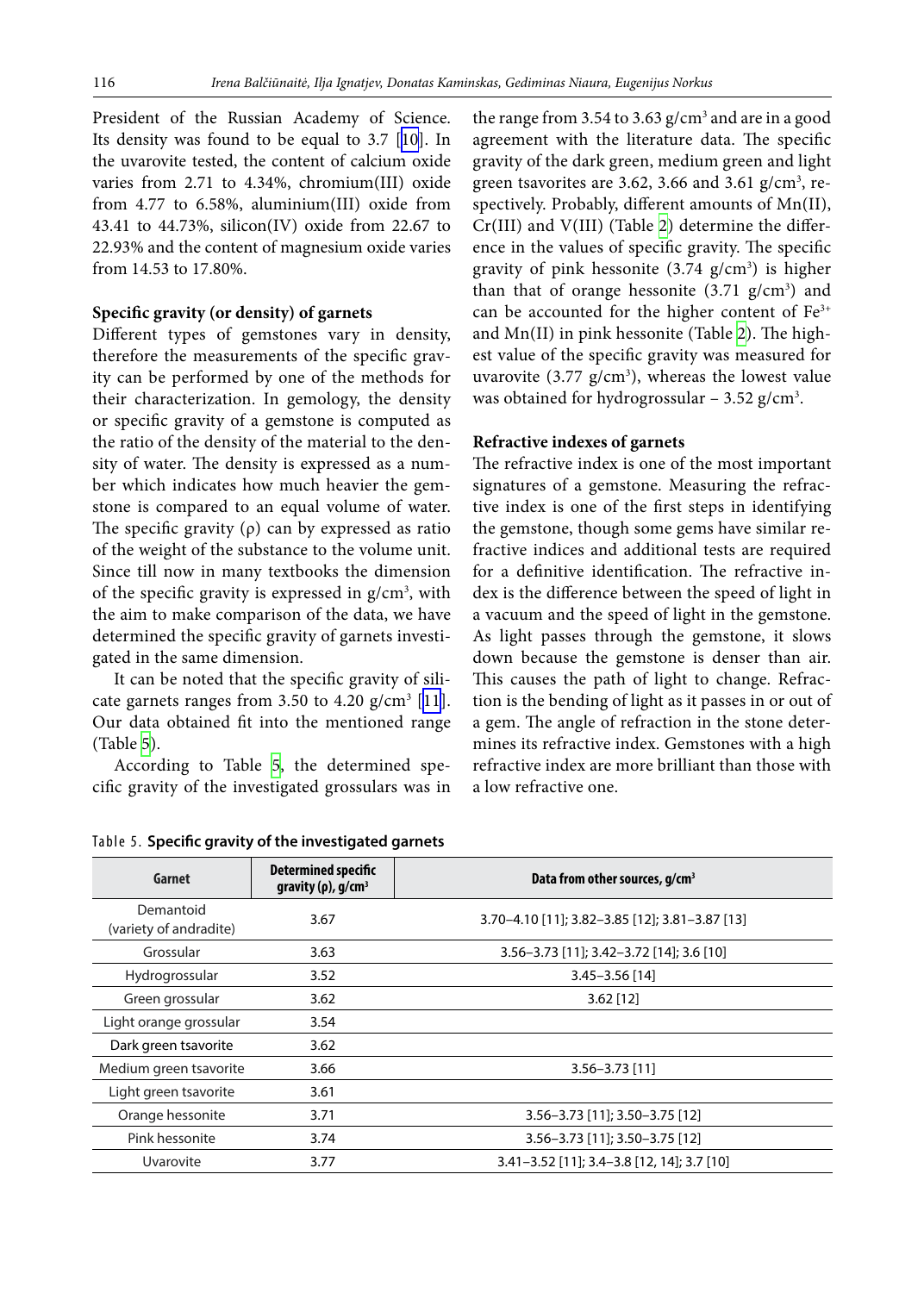President of the Russian Academy of Science. Its density was found to be equal to 3.7 [10]. In the uvarovite tested, the content of calcium oxide varies from 2.71 to 4.34%, chromium(III) oxide from 4.77 to 6.58%, aluminium(III) oxide from 43.41 to 44.73%, silicon(IV) oxide from 22.67 to 22.93% and the content of magnesium oxide varies from 14.53 to 17.80%.

### Specific gravity (or density) of garnets

Different types of gemstones vary in density, therefore the measurements of the specific gravity can be performed by one of the methods for their characterization. In gemology, the density or specific gravity of a gemstone is computed as the ratio of the density of the material to the density of water. The density is expressed as a number which indicates how much heavier the gemstone is compared to an equal volume of water. The specific gravity (ρ) can by expressed as ratio of the weight of the substance to the volume unit. Since till now in many textbooks the dimension of the specific gravity is expressed in $g/cm^3$, with the aim to make comparison of the data, we have determined the specific gravity of garnets investigated in the same dimension.

It can be noted that the specific gravity of silicate garnets ranges from 3.50 to 4.20 $g/cm^3$ [11]. Our data obtained fit into the mentioned range (Table 5).

According to Table 5, the determined specific gravity of the investigated grossulars was in the range from 3.54 to 3.63 $g/cm^3$ and are in a good agreement with the literature data. The specific gravity of the dark green, medium green and light green tsavorites are 3.62, 3.66 and 3.61 $g/cm^3$, respectively. Probably, different amounts of Mn(II), Cr(III) and V(III) (Table 2) determine the difference in the values of specific gravity. The specific gravity of pink hessonite (3.74 $g/cm^3$) is higher than that of orange hessonite (3.71 $g/cm^3$) and can be accounted for the higher content of $Fe^{3+}$ and Mn(II) in pink hessonite (Table 2). The highest value of the specific gravity was measured for uvarovite (3.77 $g/cm^3$), whereas the lowest value was obtained for hydrogrossular – 3.52 $g/cm^3$.

### Refractive indexes of garnets

The refractive index is one of the most important signatures of a gemstone. Measuring the refractive index is one of the first steps in identifying the gemstone, though some gems have similar refractive indices and additional tests are required for a definitive identification. The refractive index is the difference between the speed of light in a vacuum and the speed of light in the gemstone. As light passes through the gemstone, it slows down because the gemstone is denser than air. This causes the path of light to change. Refraction is the bending of light as it passes in or out of a gem. The angle of refraction in the stone determines its refractive index. Gemstones with a high refractive index are more brilliant than those with a low refractive one.

Table 5. **Specific gravity of the investigated garnets**

| Garnet | Determined specific gravity (ρ), $g/cm^3$ | Data from other sources, $g/cm^3$ |
|---|---|---|
| Demantoid (variety of andradite) | 3.67 | 3.70–4.10 [11]; 3.82–3.85 [12]; 3.81–3.87 [13] |
| Grossular | 3.63 | 3.56–3.73 [11]; 3.42–3.72 [14]; 3.6 [10] |
| Hydrogrossular | 3.52 | 3.45–3.56 [14] |
| Green grossular | 3.62 | 3.62 [12] |
| Light orange grossular | 3.54 | |
| Dark green tsavorite | 3.62 | |
| Medium green tsavorite | 3.66 | 3.56–3.73 [11] |
| Light green tsavorite | 3.61 | |
| Orange hessonite | 3.71 | 3.56–3.73 [11]; 3.50–3.75 [12] |
| Pink hessonite | 3.74 | 3.56–3.73 [11]; 3.50–3.75 [12] |
| Uvarovite | 3.77 | 3.41–3.52 [11]; 3.4–3.8 [12, 14]; 3.7 [10] |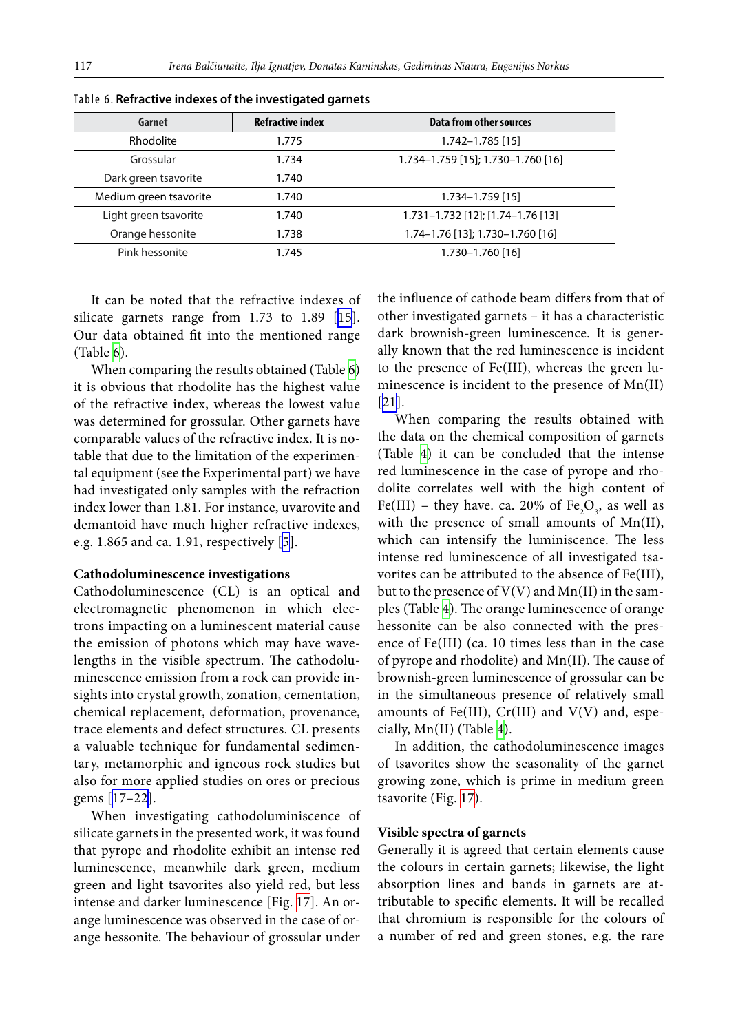Table 6. **Refractive indexes of the investigated garnets**

| Garnet | Refractive index | Data from other sources |
|---|---|---|
| Rhodolite | 1.775 | 1.742–1.785 [15] |
| Grossular | 1.734 | 1.734–1.759 [15]; 1.730–1.760 [16] |
| Dark green tsavorite | 1.740 | |
| Medium green tsavorite | 1.740 | 1.734–1.759 [15] |
| Light green tsavorite | 1.740 | 1.731–1.732 [12]; [1.74–1.76 [13] |
| Orange hessonite | 1.738 | 1.74–1.76 [13]; 1.730–1.760 [16] |
| Pink hessonite | 1.745 | 1.730–1.760 [16] |

It can be noted that the refractive indexes of silicate garnets range from 1.73 to 1.89 [15]. Our data obtained fit into the mentioned range (Table 6).

When comparing the results obtained (Table 6) it is obvious that rhodolite has the highest value of the refractive index, whereas the lowest value was determined for grossular. Other garnets have comparable values of the refractive index. It is notable that due to the limitation of the experimental equipment (see the Experimental part) we have had investigated only samples with the refraction index lower than 1.81. For instance, uvarovite and demantoid have much higher refractive indexes, e.g. 1.865 and ca. 1.91, respectively [5].

**Cathodoluminescence investigations**

Cathodoluminescence (CL) is an optical and electromagnetic phenomenon in which electrons impacting on a luminescent material cause the emission of photons which may have wavelengths in the visible spectrum. The cathodoluminescence emission from a rock can provide insights into crystal growth, zonation, cementation, chemical replacement, deformation, provenance, trace elements and defect structures. CL presents a valuable technique for fundamental sedimentary, metamorphic and igneous rock studies but also for more applied studies on ores or precious gems [17–22].

When investigating cathodoluminiscence of silicate garnets in the presented work, it was found that pyrope and rhodolite exhibit an intense red luminescence, meanwhile dark green, medium green and light tsavorites also yield red, but less intense and darker luminescence [Fig. 17]. An orange luminescence was observed in the case of orange hessonite. The behaviour of grossular under the influence of cathode beam differs from that of other investigated garnets – it has a characteristic dark brownish-green luminescence. It is generally known that the red luminescence is incident to the presence of Fe(III), whereas the green luminescence is incident to the presence of Mn(II) [21].

When comparing the results obtained with the data on the chemical composition of garnets (Table 4) it can be concluded that the intense red luminescence in the case of pyrope and rhodolite correlates well with the high content of Fe(III) – they have. ca. 20% of $Fe_2O_3$, as well as with the presence of small amounts of Mn(II), which can intensify the luminiscence. The less intense red luminescence of all investigated tsavorites can be attributed to the absence of Fe(III), but to the presence of V(V) and Mn(II) in the samples (Table 4). The orange luminescence of orange hessonite can be also connected with the presence of Fe(III) (ca. 10 times less than in the case of pyrope and rhodolite) and Mn(II). The cause of brownish-green luminescence of grossular can be in the simultaneous presence of relatively small amounts of Fe(III), Cr(III) and V(V) and, especially, Mn(II) (Table 4).

In addition, the cathodoluminescence images of tsavorites show the seasonality of the garnet growing zone, which is prime in medium green tsavorite (Fig. 17).

**Visible spectra of garnets**

Generally it is agreed that certain elements cause the colours in certain garnets; likewise, the light absorption lines and bands in garnets are attributable to specific elements. It will be recalled that chromium is responsible for the colours of a number of red and green stones, e.g. the rare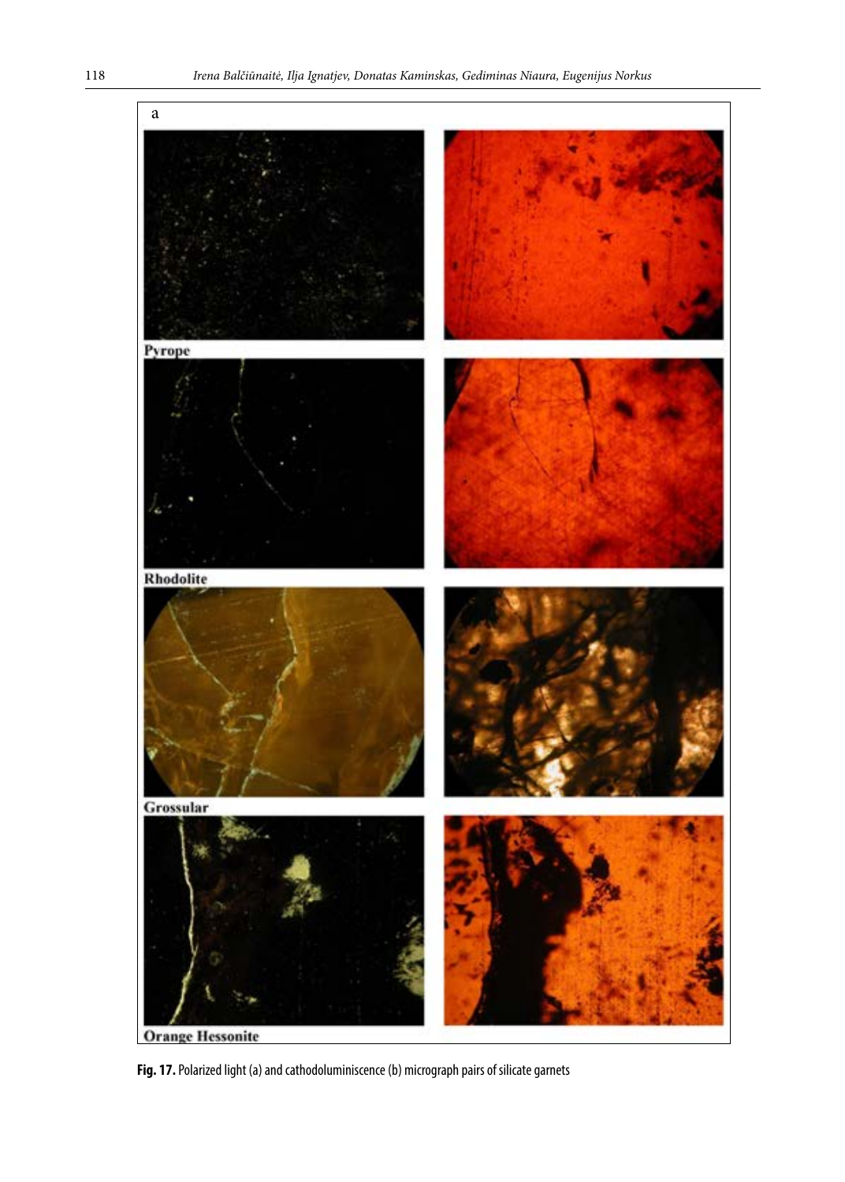a

Pyrope

Rhodolite

Grossular

Orange Hessonite

**Fig. 17.** Polarized light (a) and cathodoluminiscence (b) micrograph pairs of silicate garnets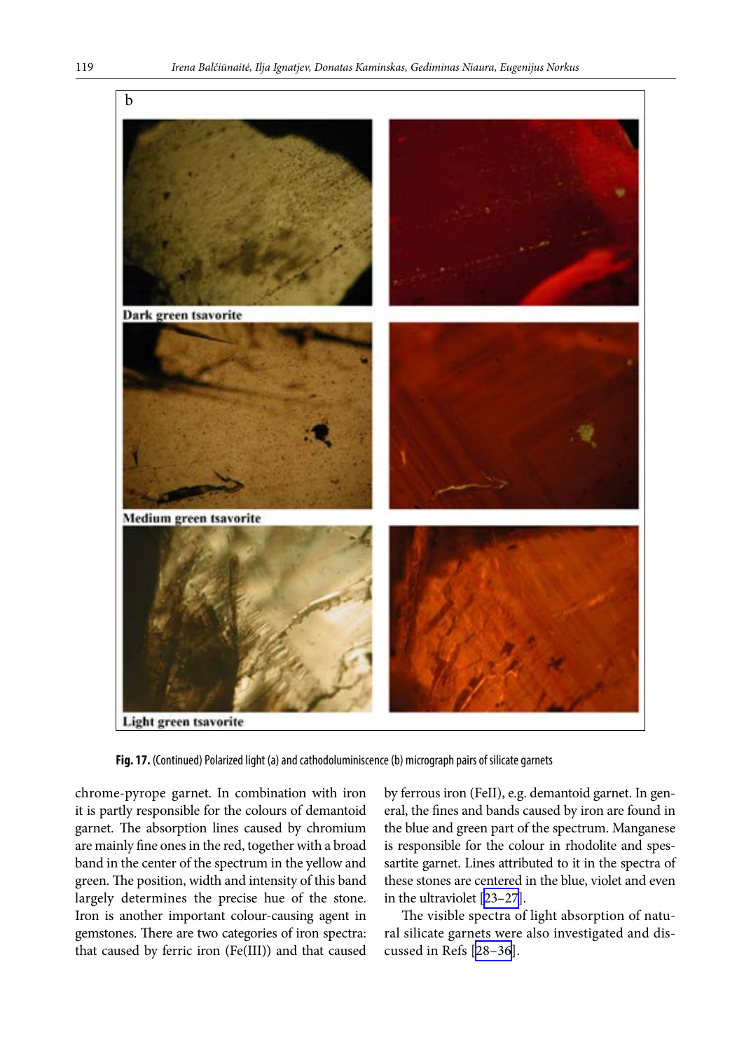b

Dark green tsavorite

Medium green tsavorite

Light green tsavorite

**Fig. 17.** (Continued) Polarized light (a) and cathodoluminiscence (b) micrograph pairs of silicate garnets

chrome-pyrope garnet. In combination with iron it is partly responsible for the colours of demantoid garnet. The absorption lines caused by chromium are mainly fine ones in the red, together with a broad band in the center of the spectrum in the yellow and green. The position, width and intensity of this band largely determines the precise hue of the stone. Iron is another important colour-causing agent in gemstones. There are two categories of iron spectra: that caused by ferric iron (Fe(III)) and that caused by ferrous iron (FeII), e.g. demantoid garnet. In general, the fines and bands caused by iron are found in the blue and green part of the spectrum. Manganese is responsible for the colour in rhodolite and spessartite garnet. Lines attributed to it in the spectra of these stones are centered in the blue, violet and even in the ultraviolet [23–27].

The visible spectra of light absorption of natural silicate garnets were also investigated and discussed in Refs [28–36].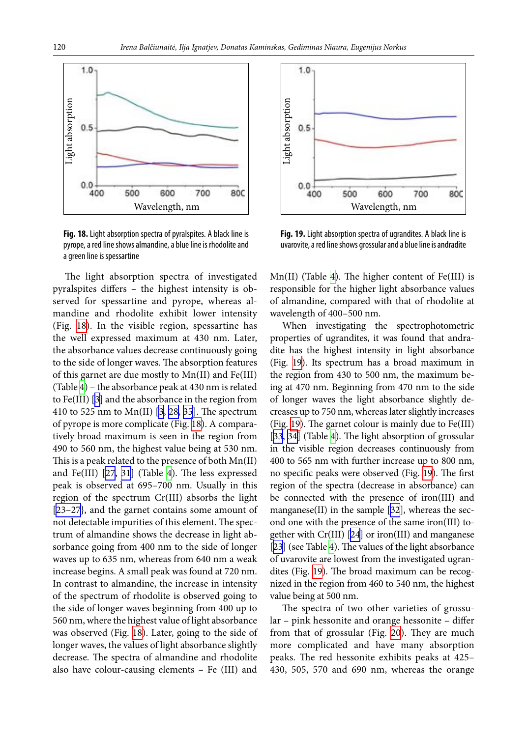Fig. 18. Light absorption spectra of pyralspites. A black line is pyrope, a red line shows almandine, a blue line is rhodolite and a green line is spessartine

Fig. 19. Light absorption spectra of ugrandites. A black line is uvarovite, a red line shows grossular and a blue line is andradite

The light absorption spectra of investigated pyralspites differs – the highest intensity is observed for spessartine and pyrope, whereas almandine and rhodolite exhibit lower intensity (Fig. 18). In the visible region, spessartine has the well expressed maximum at 430 nm. Later, the absorbance values decrease continuously going to the side of longer waves. The absorption features of this garnet are due mostly to Mn(II) and Fe(III) (Table 4) – the absorbance peak at 430 nm is related to Fe(III) [3] and the absorbance in the region from 410 to 525 nm to Mn(II) [3, 28, 35]. The spectrum of pyrope is more complicate (Fig. 18). A comparatively broad maximum is seen in the region from 490 to 560 nm, the highest value being at 530 nm. This is a peak related to the presence of both Mn(II) and Fe(III) [27, 31] (Table 4). The less expressed peak is observed at 695–700 nm. Usually in this region of the spectrum Cr(III) absorbs the light [23–27], and the garnet contains some amount of not detectable impurities of this element. The spectrum of almandine shows the decrease in light absorbance going from 400 nm to the side of longer waves up to 635 nm, whereas from 640 nm a weak increase begins. A small peak was found at 720 nm. In contrast to almandine, the increase in intensity of the spectrum of rhodolite is observed going to the side of longer waves beginning from 400 up to 560 nm, where the highest value of light absorbance was observed (Fig. 18). Later, going to the side of longer waves, the values of light absorbance slightly decrease. The spectra of almandine and rhodolite also have colour-causing elements – Fe (III) and Mn(II) (Table 4). The higher content of Fe(III) is responsible for the higher light absorbance values of almandine, compared with that of rhodolite at wavelength of 400–500 nm.

When investigating the spectrophotometric properties of ugrandites, it was found that andradite has the highest intensity in light absorbance (Fig. 19). Its spectrum has a broad maximum in the region from 430 to 500 nm, the maximum being at 470 nm. Beginning from 470 nm to the side of longer waves the light absorbance slightly decreases up to 750 nm, whereas later slightly increases (Fig. 19). The garnet colour is mainly due to Fe(III) [33, 34] (Table 4). The light absorption of grossular in the visible region decreases continuously from 400 to 565 nm with further increase up to 800 nm, no specific peaks were observed (Fig. 19). The first region of the spectra (decrease in absorbance) can be connected with the presence of iron(III) and manganese(II) in the sample [32], whereas the second one with the presence of the same iron(III) together with Cr(III) [24] or iron(III) and manganese [23] (see Table 4). The values of the light absorbance of uvarovite are lowest from the investigated ugrandites (Fig. 19). The broad maximum can be recognized in the region from 460 to 540 nm, the highest value being at 500 nm.

The spectra of two other varieties of grossular – pink hessonite and orange hessonite – differ from that of grossular (Fig. 20). They are much more complicated and have many absorption peaks. The red hessonite exhibits peaks at 425–430, 505, 570 and 690 nm, whereas the orange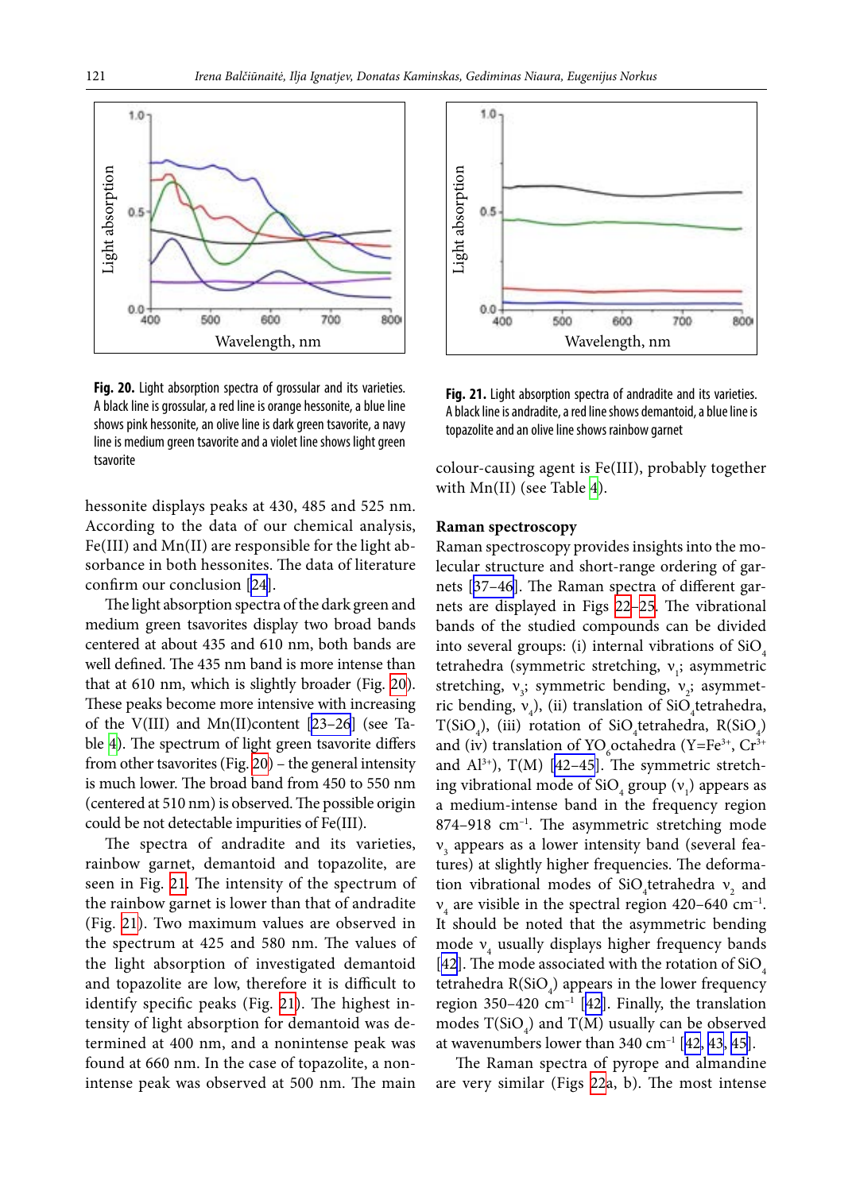Fig. 20. Light absorption spectra of grossular and its varieties. A black line is grossular, a red line is orange hessonite, a blue line shows pink hessonite, an olive line is dark green tsavorite, a navy line is medium green tsavorite and a violet line shows light green tsavorite

Fig. 21. Light absorption spectra of andradite and its varieties. A black line is andradite, a red line shows demantoid, a blue line is topazolite and an olive line shows rainbow garnet

hessonite displays peaks at 430, 485 and 525 nm. According to the data of our chemical analysis, Fe(III) and Mn(II) are responsible for the light absorbance in both hessonites. The data of literature confirm our conclusion [24].

The light absorption spectra of the dark green and medium green tsavorites display two broad bands centered at about 435 and 610 nm, both bands are well defined. The 435 nm band is more intense than that at 610 nm, which is slightly broader (Fig. 20). These peaks become more intensive with increasing of the V(III) and Mn(II)content [23–26] (see Table 4). The spectrum of light green tsavorite differs from other tsavorites (Fig. 20) – the general intensity is much lower. The broad band from 450 to 550 nm (centered at 510 nm) is observed. The possible origin could be not detectable impurities of Fe(III).

The spectra of andradite and its varieties, rainbow garnet, demantoid and topazolite, are seen in Fig. 21. The intensity of the spectrum of the rainbow garnet is lower than that of andradite (Fig. 21). Two maximum values are observed in the spectrum at 425 and 580 nm. The values of the light absorption of investigated demantoid and topazolite are low, therefore it is difficult to identify specific peaks (Fig. 21). The highest intensity of light absorption for demantoid was determined at 400 nm, and a nonintense peak was found at 660 nm. In the case of topazolite, a nonintense peak was observed at 500 nm. The main colour-causing agent is Fe(III), probably together with Mn(II) (see Table 4).

## Raman spectroscopy

Raman spectroscopy provides insights into the molecular structure and short-range ordering of garnets [37–46]. The Raman spectra of different garnets are displayed in Figs 22–25. The vibrational bands of the studied compounds can be divided into several groups: (i) internal vibrations of $SiO_4$ tetrahedra (symmetric stretching, $\nu_1$; asymmetric stretching, $\nu_3$; symmetric bending, $\nu_2$; asymmetric bending, $\nu_4$), (ii) translation of $SiO_4$tetrahedra, $T(SiO_4)$, (iii) rotation of $SiO_4$tetrahedra, $R(SiO_4)$ and (iv) translation of $YO_6$octahedra ($Y=Fe^{3+}$, $Cr^{3+}$ and $Al^{3+}$), T(M) [42–45]. The symmetric stretching vibrational mode of $SiO_4$ group ($\nu_1$) appears as a medium-intense band in the frequency region 874–918 $cm^{-1}$. The asymmetric stretching mode $\nu_3$ appears as a lower intensity band (several features) at slightly higher frequencies. The deformation vibrational modes of $SiO_4$tetrahedra $\nu_2$ and $\nu_4$ are visible in the spectral region 420–640 $cm^{-1}$. It should be noted that the asymmetric bending mode $\nu_4$ usually displays higher frequency bands [42]. The mode associated with the rotation of $SiO_4$ tetrahedra $R(SiO_4)$ appears in the lower frequency region 350–420 $cm^{-1}$ [42]. Finally, the translation modes $T(SiO_4)$ and T(M) usually can be observed at wavenumbers lower than 340 $cm^{-1}$ [42, 43, 45].

The Raman spectra of pyrope and almandine are very similar (Figs 22a, b). The most intense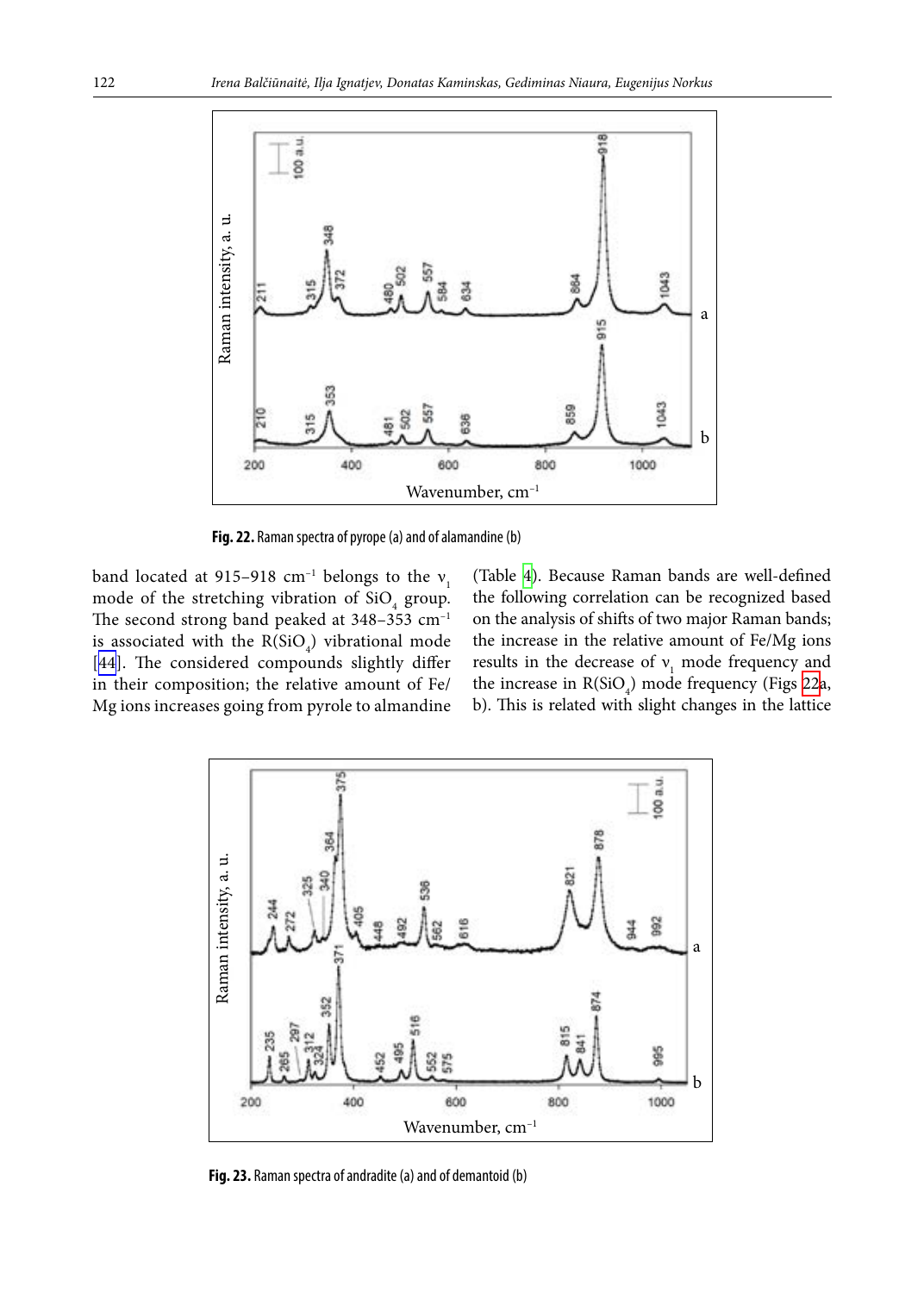Fig. 22. Raman spectra of pyrope (a) and of alamandine (b)

band located at 915–918 cm$^{-1}$ belongs to the $\nu_1$ mode of the stretching vibration of $SiO_4$ group. The second strong band peaked at 348–353 cm$^{-1}$ is associated with the $R(SiO_4)$ vibrational mode [44]. The considered compounds slightly differ in their composition; the relative amount of Fe/Mg ions increases going from pyrole to almandine (Table 4). Because Raman bands are well-defined the following correlation can be recognized based on the analysis of shifts of two major Raman bands; the increase in the relative amount of Fe/Mg ions results in the decrease of $\nu_1$ mode frequency and the increase in $R(SiO_4)$ mode frequency (Figs 22a, b). This is related with slight changes in the lattice

Fig. 23. Raman spectra of andradite (a) and of demantoid (b)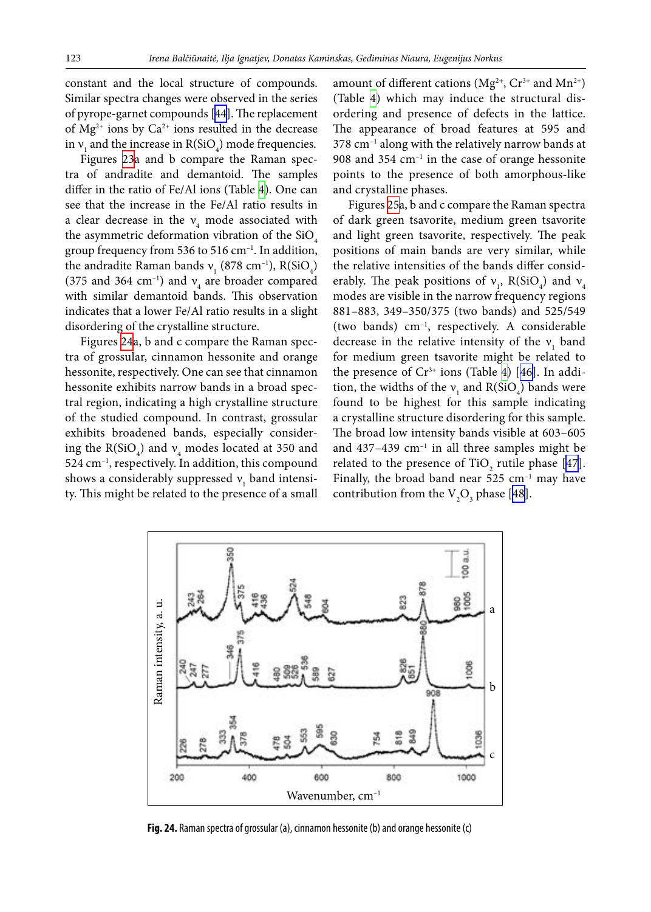constant and the local structure of compounds. Similar spectra changes were observed in the series of pyrope-garnet compounds [44]. The replacement of $Mg^{2+}$ ions by $Ca^{2+}$ ions resulted in the decrease in $\nu_1$ and the increase in R($SiO_4$) mode frequencies.

Figures 23a and b compare the Raman spectra of andradite and demantoid. The samples differ in the ratio of Fe/Al ions (Table 4). One can see that the increase in the Fe/Al ratio results in a clear decrease in the $\nu_4$ mode associated with the asymmetric deformation vibration of the $SiO_4$ group frequency from 536 to 516 cm$^{-1}$. In addition, the andradite Raman bands $\nu_1$ (878 cm$^{-1}$), R($SiO_4$) (375 and 364 cm$^{-1}$) and $\nu_4$ are broader compared with similar demantoid bands. This observation indicates that a lower Fe/Al ratio results in a slight disordering of the crystalline structure.

Figures 24a, b and c compare the Raman spectra of grossular, cinnamon hessonite and orange hessonite, respectively. One can see that cinnamon hessonite exhibits narrow bands in a broad spectral region, indicating a high crystalline structure of the studied compound. In contrast, grossular exhibits broadened bands, especially considering the R($SiO_4$) and $\nu_4$ modes located at 350 and 524 cm$^{-1}$, respectively. In addition, this compound shows a considerably suppressed $\nu_1$ band intensity. This might be related to the presence of a small amount of different cations ($Mg^{2+}$, $Cr^{3+}$ and $Mn^{2+}$) (Table 4) which may induce the structural disordering and presence of defects in the lattice. The appearance of broad features at 595 and 378 cm$^{-1}$ along with the relatively narrow bands at 908 and 354 cm$^{-1}$ in the case of orange hessonite points to the presence of both amorphous-like and crystalline phases.

Figures 25a, b and c compare the Raman spectra of dark green tsavorite, medium green tsavorite and light green tsavorite, respectively. The peak positions of main bands are very similar, while the relative intensities of the bands differ considerably. The peak positions of $\nu_1$, R($SiO_4$) and $\nu_4$ modes are visible in the narrow frequency regions 881–883, 349–350/375 (two bands) and 525/549 (two bands) cm$^{-1}$, respectively. A considerable decrease in the relative intensity of the $\nu_1$ band for medium green tsavorite might be related to the presence of $Cr^{3+}$ ions (Table 4) [46]. In addition, the widths of the $\nu_1$ and R($SiO_4$) bands were found to be highest for this sample indicating a crystalline structure disordering for this sample. The broad low intensity bands visible at 603–605 and 437–439 cm$^{-1}$ in all three samples might be related to the presence of $TiO_2$ rutile phase [47]. Finally, the broad band near 525 cm$^{-1}$ may have contribution from the $V_2O_3$ phase [48].

**Fig. 24.** Raman spectra of grossular (a), cinnamon hessonite (b) and orange hessonite (c)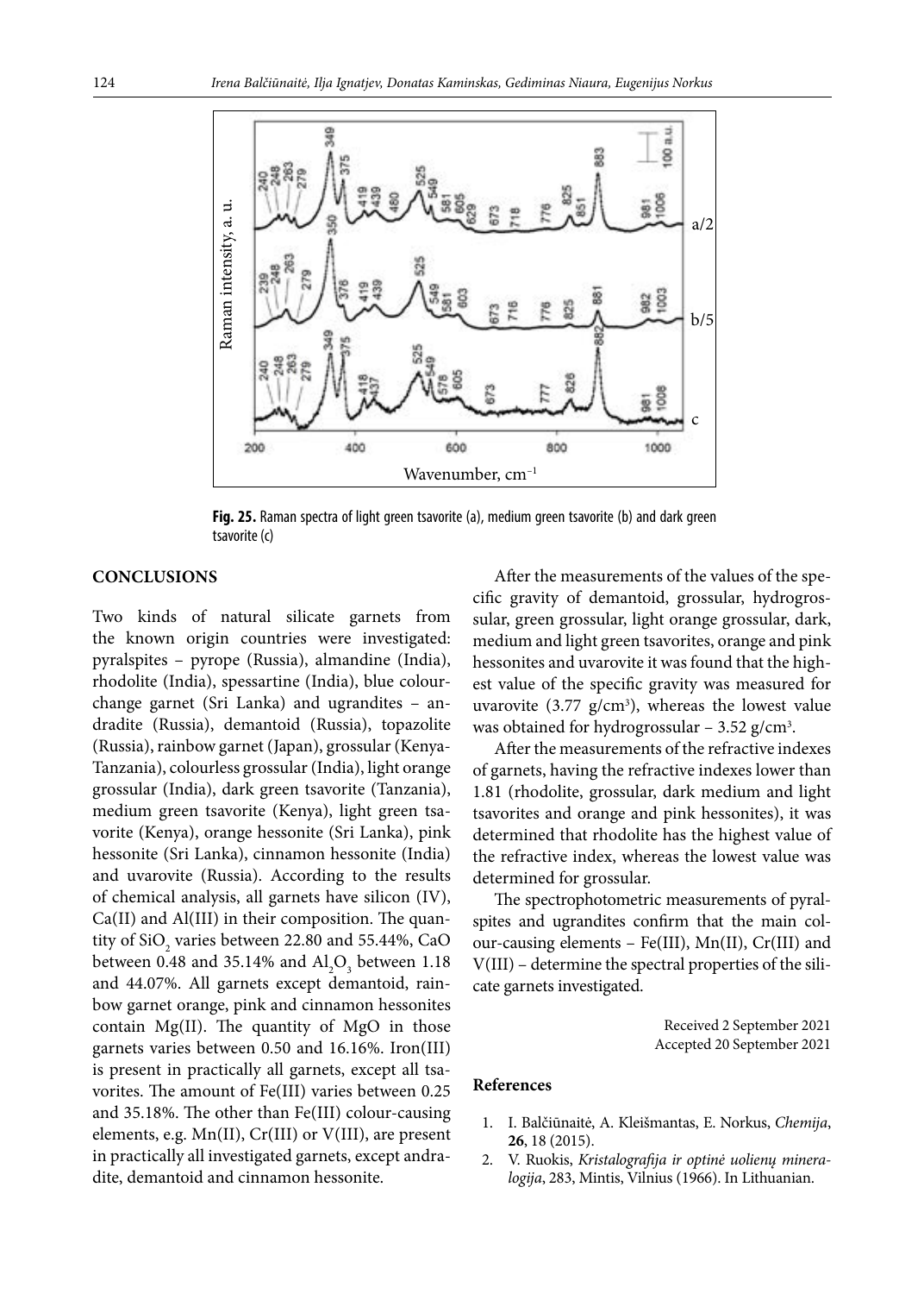Fig. 25. Raman spectra of light green tsavorite (a), medium green tsavorite (b) and dark green tsavorite (c)

## CONCLUSIONS

Two kinds of natural silicate garnets from the known origin countries were investigated: pyralspites – pyrope (Russia), almandine (India), rhodolite (India), spessartine (India), blue colour-change garnet (Sri Lanka) and ugrandites – andradite (Russia), demantoid (Russia), topazolite (Russia), rainbow garnet (Japan), grossular (Kenya-Tanzania), colourless grossular (India), light orange grossular (India), dark green tsavorite (Tanzania), medium green tsavorite (Kenya), light green tsavorite (Kenya), orange hessonite (Sri Lanka), pink hessonite (Sri Lanka), cinnamon hessonite (India) and uvarovite (Russia). According to the results of chemical analysis, all garnets have silicon (IV), Ca(II) and Al(III) in their composition. The quantity of $SiO_2$ varies between 22.80 and 55.44%, CaO between 0.48 and 35.14% and $Al_2O_3$ between 1.18 and 44.07%. All garnets except demantoid, rainbow garnet orange, pink and cinnamon hessonites contain Mg(II). The quantity of MgO in those garnets varies between 0.50 and 16.16%. Iron(III) is present in practically all garnets, except all tsavorites. The amount of Fe(III) varies between 0.25 and 35.18%. The other than Fe(III) colour-causing elements, e.g. Mn(II), Cr(III) or V(III), are present in practically all investigated garnets, except andradite, demantoid and cinnamon hessonite.

After the measurements of the values of the specific gravity of demantoid, grossular, hydrogrossular, green grossular, light orange grossular, dark, medium and light green tsavorites, orange and pink hessonites and uvarovite it was found that the highest value of the specific gravity was measured for uvarovite (3.77 g/cm$^3$), whereas the lowest value was obtained for hydrogrossular – 3.52 g/cm$^3$.

After the measurements of the refractive indexes of garnets, having the refractive indexes lower than 1.81 (rhodolite, grossular, dark medium and light tsavorites and orange and pink hessonites), it was determined that rhodolite has the highest value of the refractive index, whereas the lowest value was determined for grossular.

The spectrophotometric measurements of pyralspites and ugrandites confirm that the main colour-causing elements – Fe(III), Mn(II), Cr(III) and V(III) – determine the spectral properties of the silicate garnets investigated.

Received 2 September 2021
Accepted 20 September 2021

### References

1. I. Balčiūnaitė, A. Kleišmantas, E. Norkus, *Chemija*, **26**, 18 (2015).
2. V. Ruokis, *Kristalografija ir optinė uolienų mineralogija*, 283, Mintis, Vilnius (1966). In Lithuanian.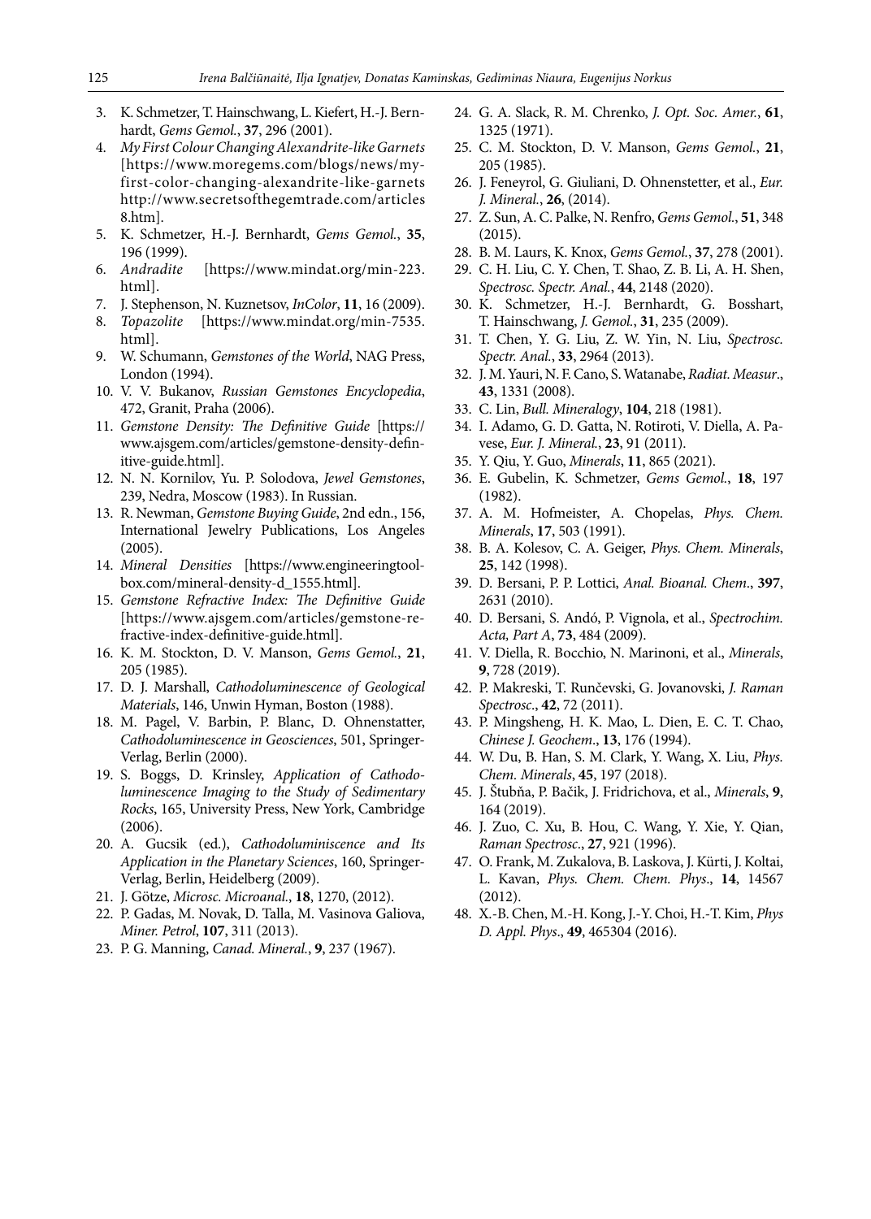3. K. Schmetzer, T. Hainschwang, L. Kiefert, H.-J. Bernhardt, *Gems Gemol.*, **37**, 296 (2001).
4. *My First Colour Changing Alexandrite-like Garnets* [https://www.moregems.com/blogs/news/my-first-color-changing-alexandrite-like-garnets http://www.secretsofthegemtrade.com/articles8.htm].
5. K. Schmetzer, H.-J. Bernhardt, *Gems Gemol.*, **35**, 196 (1999).
6. *Andradite* [https://www.mindat.org/min-223.html].
7. J. Stephenson, N. Kuznetsov, *InColor*, **11**, 16 (2009).
8. *Topazolite* [https://www.mindat.org/min-7535.html].
9. W. Schumann, *Gemstones of the World*, NAG Press, London (1994).
10. V. V. Bukanov, *Russian Gemstones Encyclopedia*, 472, Granit, Praha (2006).
11. *Gemstone Density: The Definitive Guide* [https://www.ajsgem.com/articles/gemstone-density-definitive-guide.html].
12. N. N. Kornilov, Yu. P. Solodova, *Jewel Gemstones*, 239, Nedra, Moscow (1983). In Russian.
13. R. Newman, *Gemstone Buying Guide*, 2nd edn., 156, International Jewelry Publications, Los Angeles (2005).
14. *Mineral Densities* [https://www.engineeringtoolbox.com/mineral-density-d_1555.html].
15. *Gemstone Refractive Index: The Definitive Guide* [https://www.ajsgem.com/articles/gemstone-refractive-index-definitive-guide.html].
16. K. M. Stockton, D. V. Manson, *Gems Gemol.*, **21**, 205 (1985).
17. D. J. Marshall, *Cathodoluminescence of Geological Materials*, 146, Unwin Hyman, Boston (1988).
18. M. Pagel, V. Barbin, P. Blanc, D. Ohnenstatter, *Cathodoluminescence in Geosciences*, 501, Springer-Verlag, Berlin (2000).
19. S. Boggs, D. Krinsley, *Application of Cathodoluminescence Imaging to the Study of Sedimentary Rocks*, 165, University Press, New York, Cambridge (2006).
20. A. Gucsik (ed.), *Cathodoluminiscence and Its Application in the Planetary Sciences*, 160, Springer-Verlag, Berlin, Heidelberg (2009).
21. J. Götze, *Microsc. Microanal.*, **18**, 1270, (2012).
22. P. Gadas, M. Novak, D. Talla, M. Vasinova Galiova, *Miner. Petrol*, **107**, 311 (2013).
23. P. G. Manning, *Canad. Mineral.*, **9**, 237 (1967).
24. G. A. Slack, R. M. Chrenko, *J. Opt. Soc. Amer.*, **61**, 1325 (1971).
25. C. M. Stockton, D. V. Manson, *Gems Gemol.*, **21**, 205 (1985).
26. J. Feneyrol, G. Giuliani, D. Ohnenstetter, et al., *Eur. J. Mineral.*, **26**, (2014).
27. Z. Sun, A. C. Palke, N. Renfro, *Gems Gemol.*, **51**, 348 (2015).
28. B. M. Laurs, K. Knox, *Gems Gemol.*, **37**, 278 (2001).
29. C. H. Liu, C. Y. Chen, T. Shao, Z. B. Li, A. H. Shen, *Spectrosc. Spectr. Anal.*, **44**, 2148 (2020).
30. K. Schmetzer, H.-J. Bernhardt, G. Bosshart, T. Hainschwang, *J. Gemol.*, **31**, 235 (2009).
31. T. Chen, Y. G. Liu, Z. W. Yin, N. Liu, *Spectrosc. Spectr. Anal.*, **33**, 2964 (2013).
32. J. M. Yauri, N. F. Cano, S. Watanabe, *Radiat. Measur*., **43**, 1331 (2008).
33. C. Lin, *Bull. Mineralogy*, **104**, 218 (1981).
34. I. Adamo, G. D. Gatta, N. Rotiroti, V. Diella, A. Pavese, *Eur. J. Mineral.*, **23**, 91 (2011).
35. Y. Qiu, Y. Guo, *Minerals*, **11**, 865 (2021).
36. E. Gubelin, K. Schmetzer, *Gems Gemol.*, **18**, 197 (1982).
37. A. M. Hofmeister, A. Chopelas, *Phys. Chem. Minerals*, **17**, 503 (1991).
38. B. A. Kolesov, C. A. Geiger, *Phys. Chem. Minerals*, **25**, 142 (1998).
39. D. Bersani, P. P. Lottici, *Anal. Bioanal. Chem*., **397**, 2631 (2010).
40. D. Bersani, S. Andó, P. Vignola, et al., *Spectrochim. Acta, Part A*, **73**, 484 (2009).
41. V. Diella, R. Bocchio, N. Marinoni, et al., *Minerals*, **9**, 728 (2019).
42. P. Makreski, T. Runčevski, G. Jovanovski, *J. Raman Spectrosc*., **42**, 72 (2011).
43. P. Mingsheng, H. K. Mao, L. Dien, E. C. T. Chao, *Chinese J. Geochem*., **13**, 176 (1994).
44. W. Du, B. Han, S. M. Clark, Y. Wang, X. Liu, *Phys. Chem. Minerals*, **45**, 197 (2018).
45. J. Štubňa, P. Bačik, J. Fridrichova, et al., *Minerals*, **9**, 164 (2019).
46. J. Zuo, C. Xu, B. Hou, C. Wang, Y. Xie, Y. Qian, *Raman Spectrosc*., **27**, 921 (1996).
47. O. Frank, M. Zukalova, B. Laskova, J. Kürti, J. Koltai, L. Kavan, *Phys. Chem. Chem. Phys*., **14**, 14567 (2012).
48. X.-B. Chen, M.-H. Kong, J.-Y. Choi, H.-T. Kim, *Phys D. Appl. Phys*., **49**, 465304 (2016).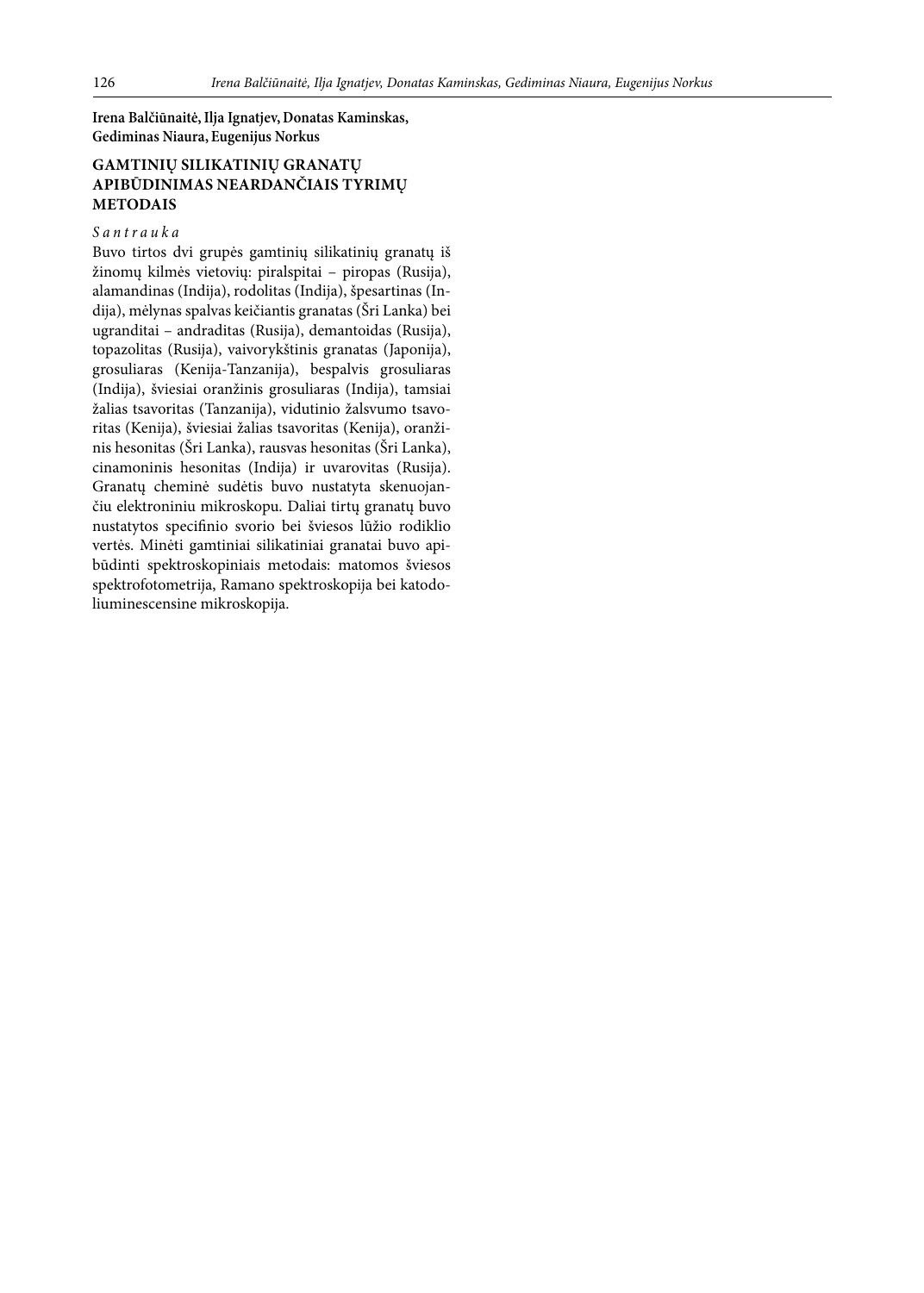**Irena Balčiūnaitė, Ilja Ignatjev, Donatas Kaminskas, Gediminas Niaura, Eugenijus Norkus**

## GAMTINIŲ SILIKATINIŲ GRANATŲ APIBŪDINIMAS NEARDANČIAIS TYRIMŲ METODAIS

*Santrauka*

Buvo tirtos dvi grupės gamtinių silikatinių granatų iš žinomų kilmės vietovių: piralspitai – piropas (Rusija), alamandinas (Indija), rodolitas (Indija), špesartinas (Indija), mėlynas spalvas keičiantis granatas (Šri Lanka) bei ugranditai – andraditas (Rusija), demantoidas (Rusija), topazolitas (Rusija), vaivorykštinis granatas (Japonija), grosuliaras (Kenija-Tanzanija), bespalvis grosuliaras (Indija), šviesiai oranžinis grosuliaras (Indija), tamsiai žalias tsavoritas (Tanzanija), vidutinio žalsvumo tsavoritas (Kenija), šviesiai žalias tsavoritas (Kenija), oranžinis hesonitas (Šri Lanka), rausvas hesonitas (Šri Lanka), cinamoninis hesonitas (Indija) ir uvarovitas (Rusija). Granatų cheminė sudėtis buvo nustatyta skenuojančiu elektroniniu mikroskopu. Daliai tirtų granatų buvo nustatytos specifinio svorio bei šviesos lūžio rodiklio vertės. Minėti gamtiniai silikatiniai granatai buvo apibūdinti spektroskopiniais metodais: matomos šviesos spektrofotometrija, Ramano spektroskopija bei katodoliuminescensine mikroskopija.